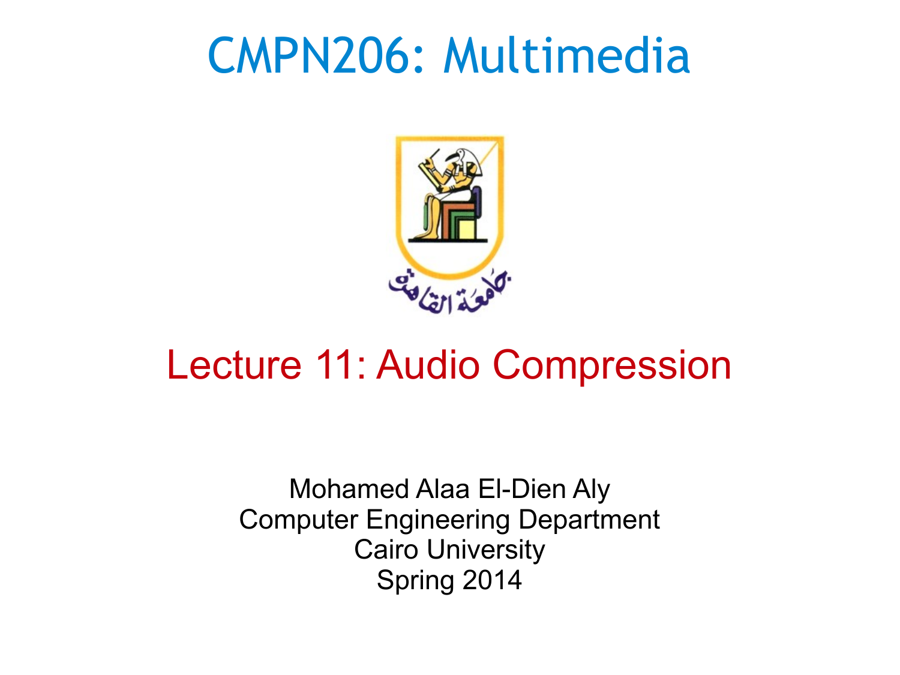# CMPN206: Multimedia

جامعة القاهرة

## Lecture 11: Audio Compression

Mohamed Alaa El-Dien Aly
Computer Engineering Department
Cairo University
Spring 2014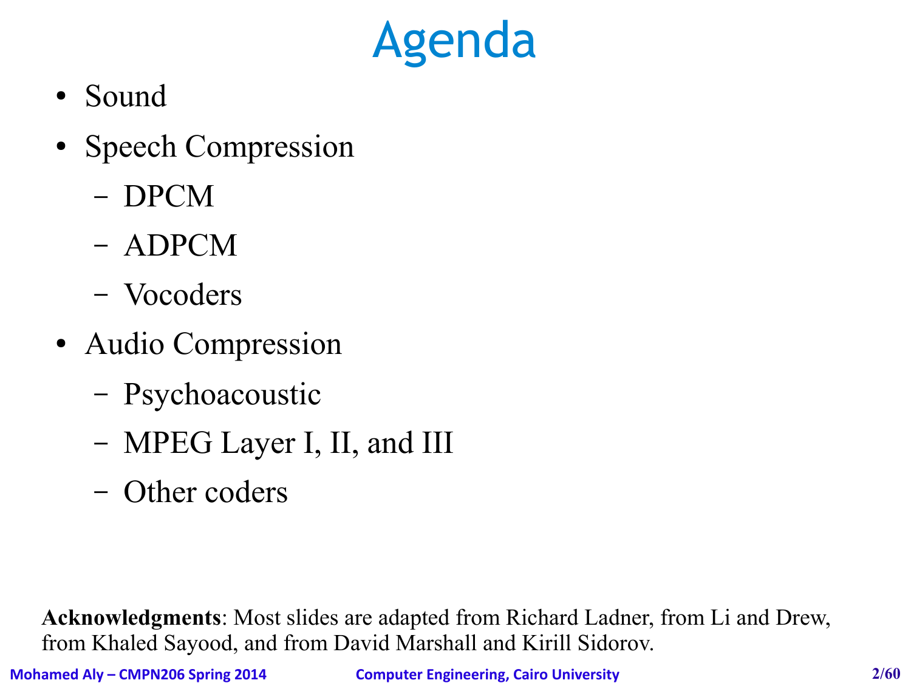# Agenda

- Sound
- Speech Compression
  - DPCM
  - ADPCM
  - Vocoders
- Audio Compression
  - Psychoacoustic
  - MPEG Layer I, II, and III
  - Other coders

**Acknowledgments**: Most slides are adapted from Richard Ladner, from Li and Drew, from Khaled Sayood, and from David Marshall and Kirill Sidorov.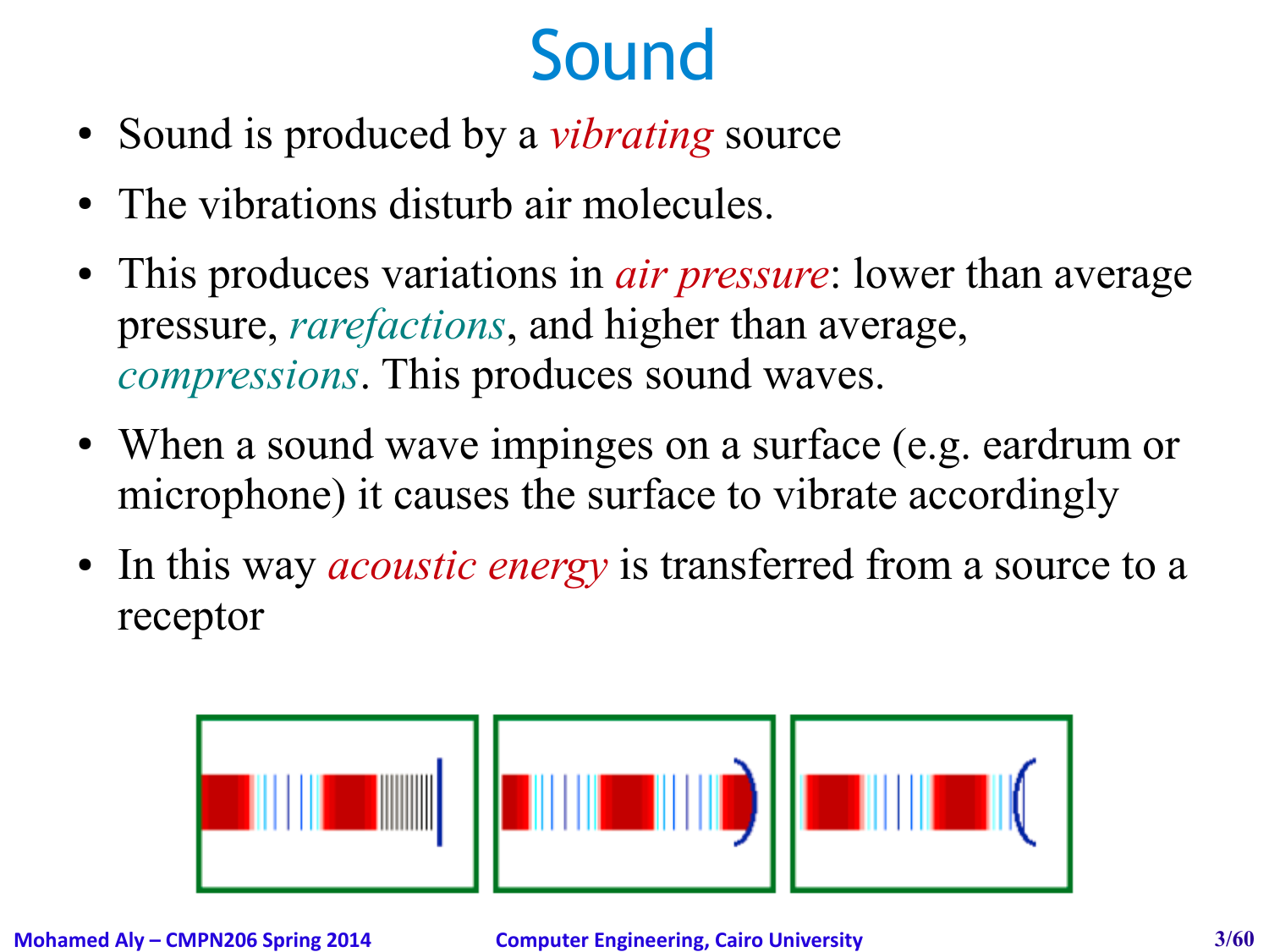# Sound

- Sound is produced by a *vibrating* source
- The vibrations disturb air molecules.
- This produces variations in *air pressure*: lower than average pressure, *rarefactions*, and higher than average, *compressions*. This produces sound waves.
- When a sound wave impinges on a surface (e.g. eardrum or microphone) it causes the surface to vibrate accordingly
- In this way *acoustic energy* is transferred from a source to a receptor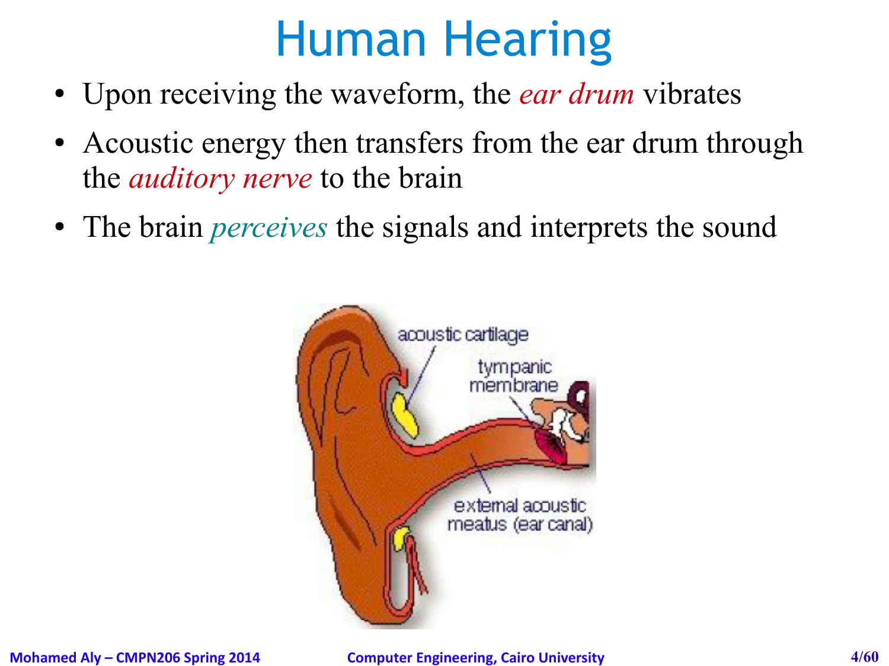# Human Hearing

- Upon receiving the waveform, the *ear drum* vibrates
- Acoustic energy then transfers from the ear drum through the *auditory nerve* to the brain
- The brain *perceives* the signals and interprets the sound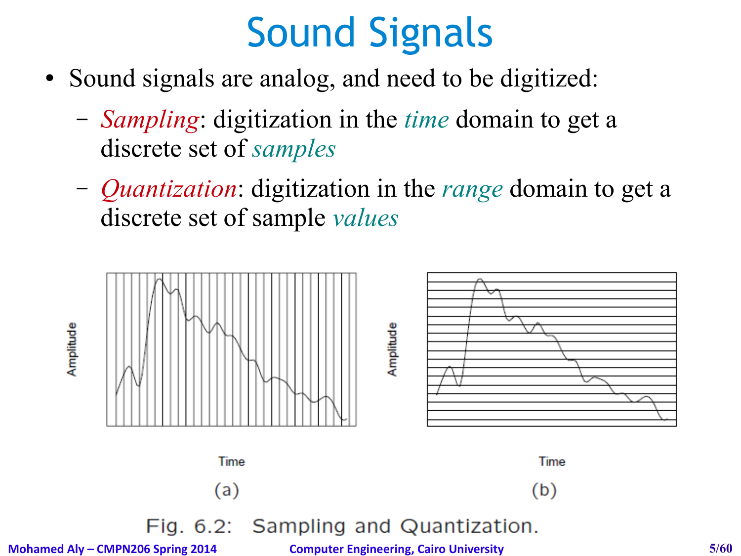# Sound Signals

- Sound signals are analog, and need to be digitized:
  - *Sampling*: digitization in the *time* domain to get a discrete set of *samples*
  - *Quantization*: digitization in the *range* domain to get a discrete set of sample *values*

Fig. 6.2: Sampling and Quantization.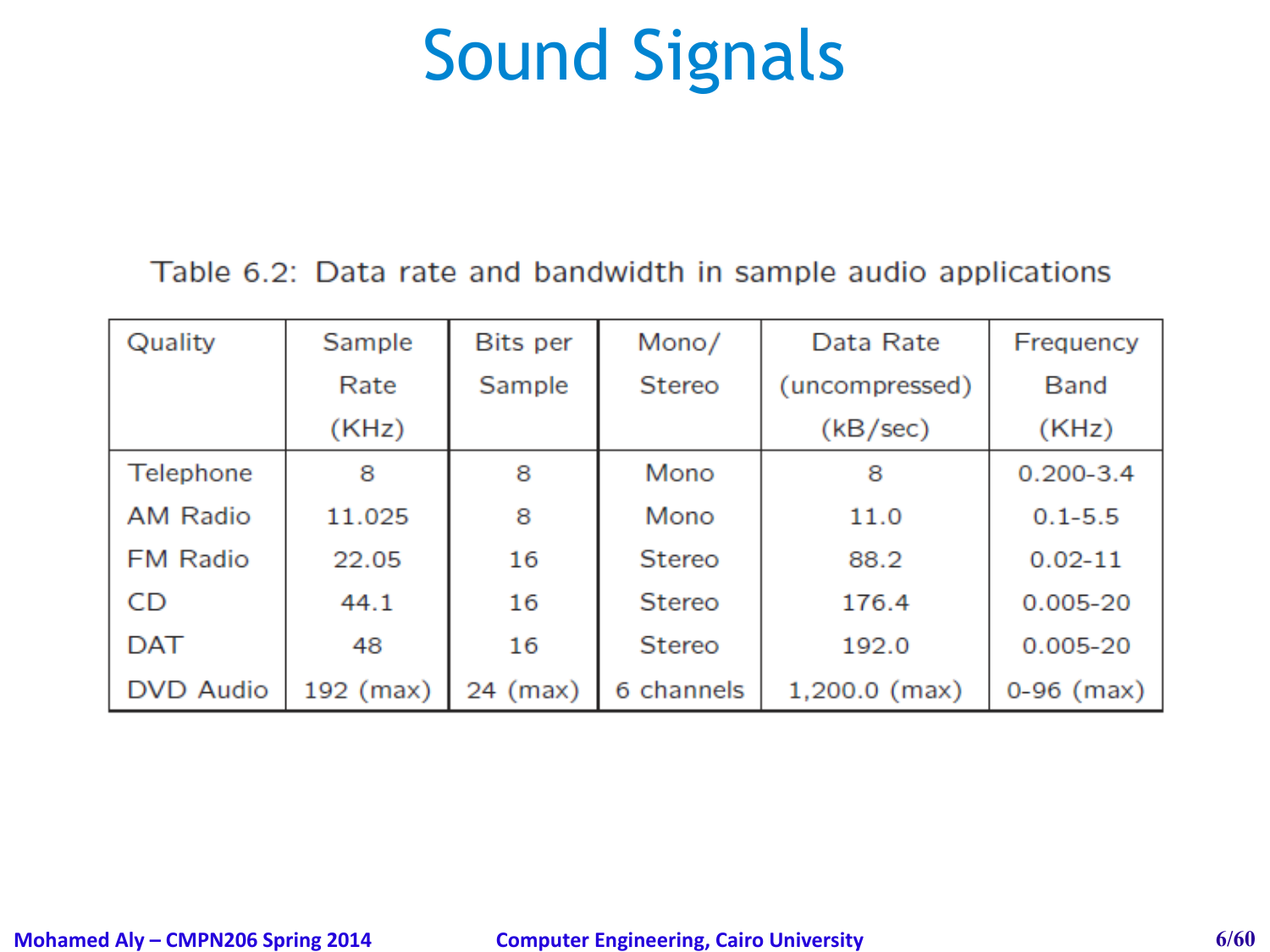# Sound Signals

Table 6.2: Data rate and bandwidth in sample audio applications

| Quality | Sample Rate (KHz) | Bits per Sample | Mono/ Stereo | Data Rate (uncompressed) (kB/sec) | Frequency Band (KHz) |
|---|---|---|---|---|---|
| Telephone | 8 | 8 | Mono | 8 | 0.200-3.4 |
| AM Radio | 11.025 | 8 | Mono | 11.0 | 0.1-5.5 |
| FM Radio | 22.05 | 16 | Stereo | 88.2 | 0.02-11 |
| CD | 44.1 | 16 | Stereo | 176.4 | 0.005-20 |
| DAT | 48 | 16 | Stereo | 192.0 | 0.005-20 |
| DVD Audio | 192 (max) | 24 (max) | 6 channels | 1,200.0 (max) | 0-96 (max) |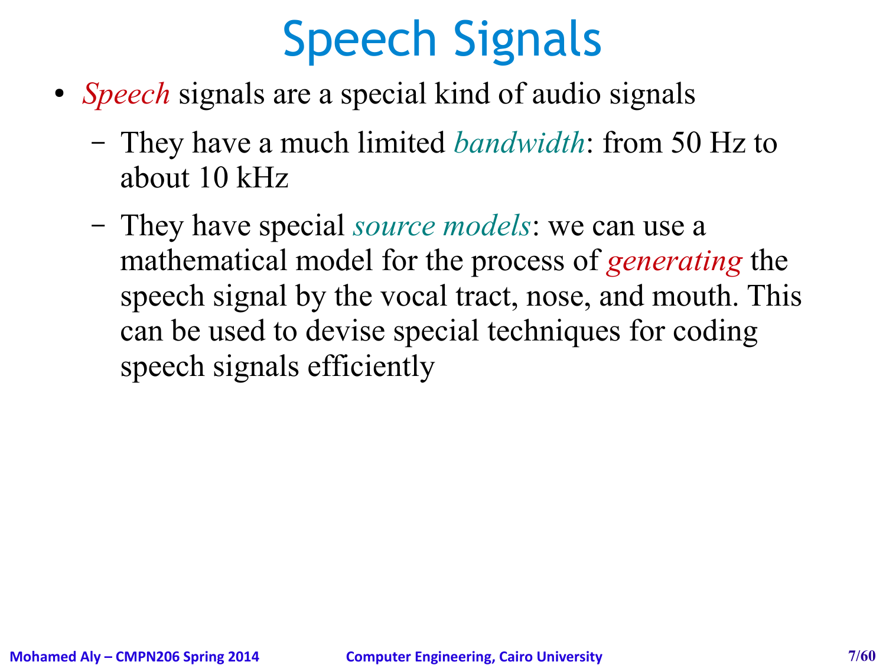# Speech Signals

- *Speech* signals are a special kind of audio signals
  - They have a much limited *bandwidth*: from 50 Hz to about 10 kHz
  - They have special *source models*: we can use a mathematical model for the process of *generating* the speech signal by the vocal tract, nose, and mouth. This can be used to devise special techniques for coding speech signals efficiently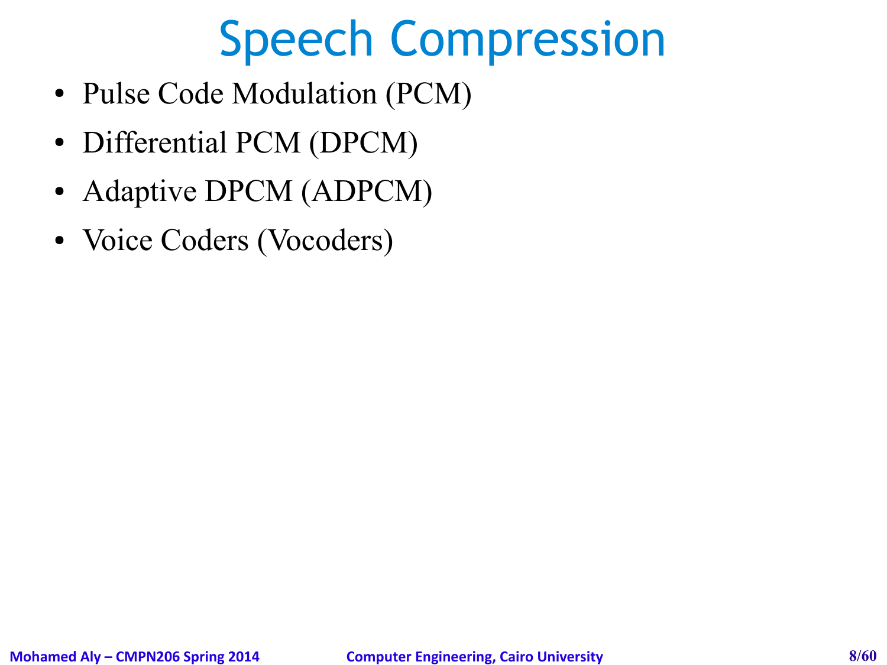# Speech Compression

- Pulse Code Modulation (PCM)
- Differential PCM (DPCM)
- Adaptive DPCM (ADPCM)
- Voice Coders (Vocoders)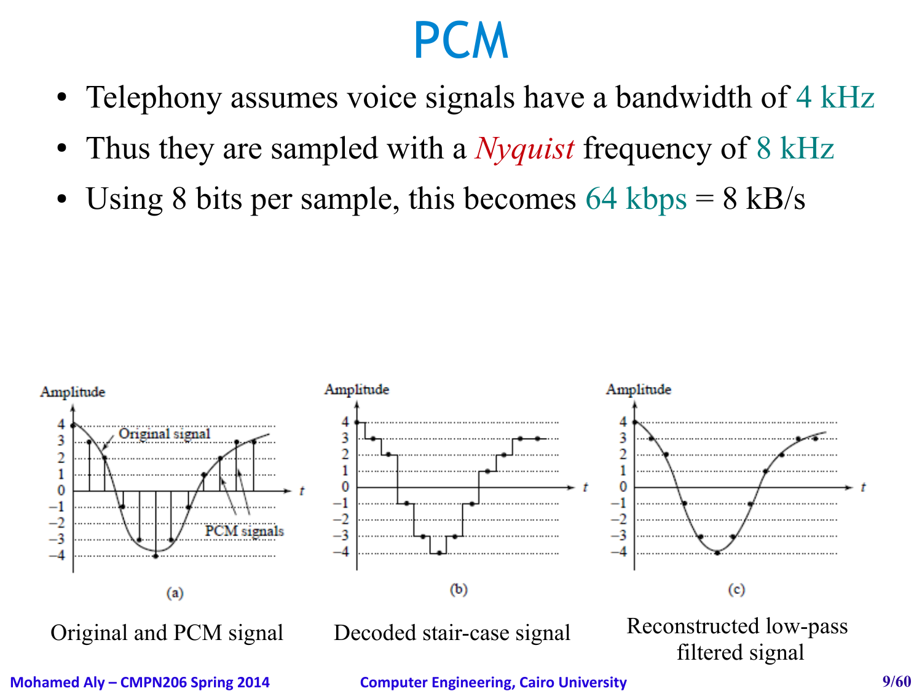# PCM

- Telephony assumes voice signals have a bandwidth of 4 kHz
- Thus they are sampled with a *Nyquist* frequency of 8 kHz
- Using 8 bits per sample, this becomes 64 kbps = 8 kB/s

(a) Original and PCM signal

(b) Decoded stair-case signal

(c) Reconstructed low-pass filtered signal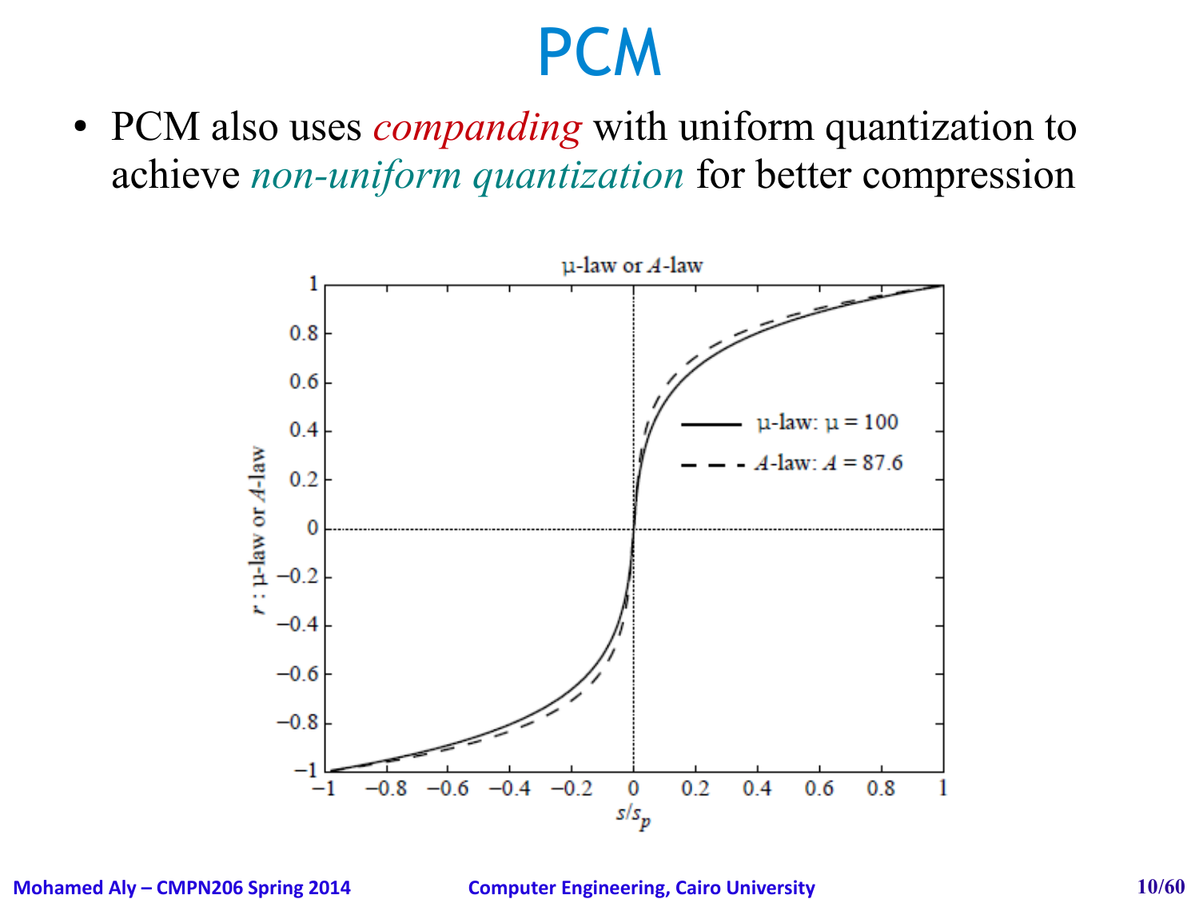# PCM

- PCM also uses *companding* with uniform quantization to achieve *non-uniform quantization* for better compression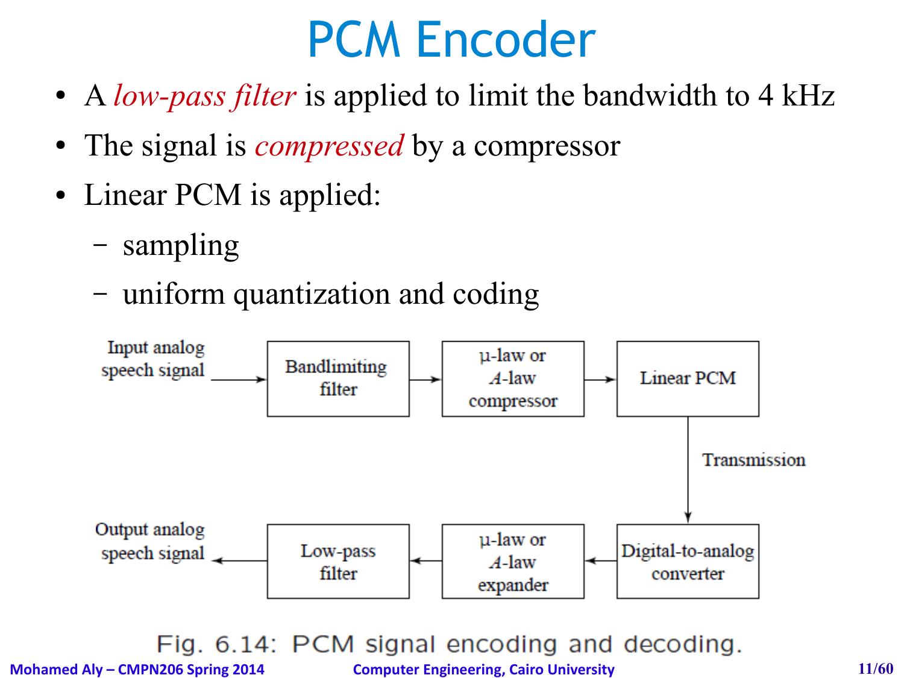# PCM Encoder

- A *low-pass filter* is applied to limit the bandwidth to 4 kHz
- The signal is *compressed* by a compressor
- Linear PCM is applied:
  - sampling
  - uniform quantization and coding

Input analog speech signal → Bandlimiting filter → μ-law or A-law compressor → Linear PCM → Transmission → Digital-to-analog converter → μ-law or A-law expander → Low-pass filter → Output analog speech signal

Fig. 6.14: PCM signal encoding and decoding.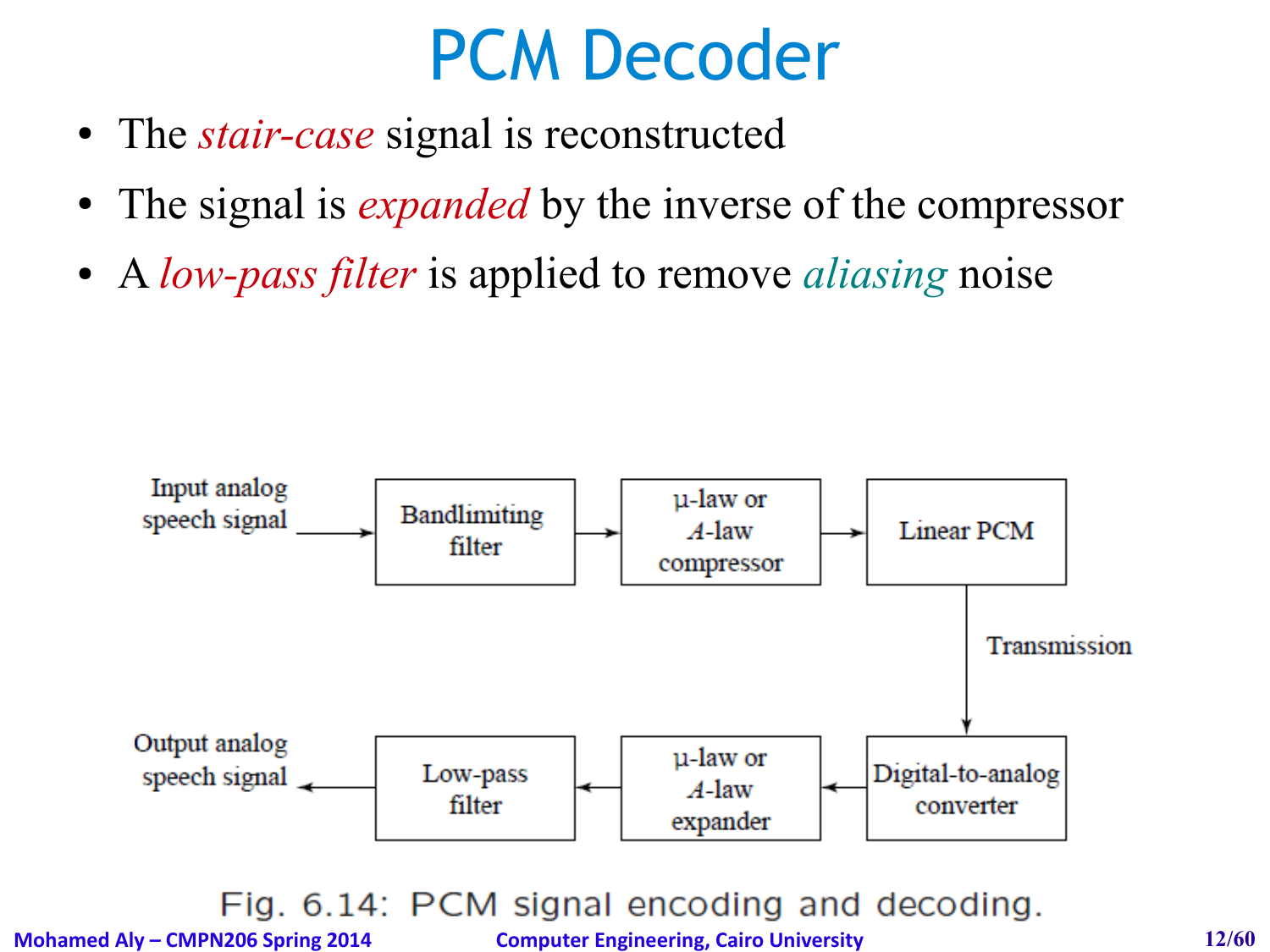# PCM Decoder

- The *stair-case* signal is reconstructed
- The signal is *expanded* by the inverse of the compressor
- A *low-pass filter* is applied to remove *aliasing* noise

Input analog speech signal → Bandlimiting filter → μ-law or A-law compressor → Linear PCM → Transmission → Digital-to-analog converter → μ-law or A-law expander → Low-pass filter → Output analog speech signal

Fig. 6.14: PCM signal encoding and decoding.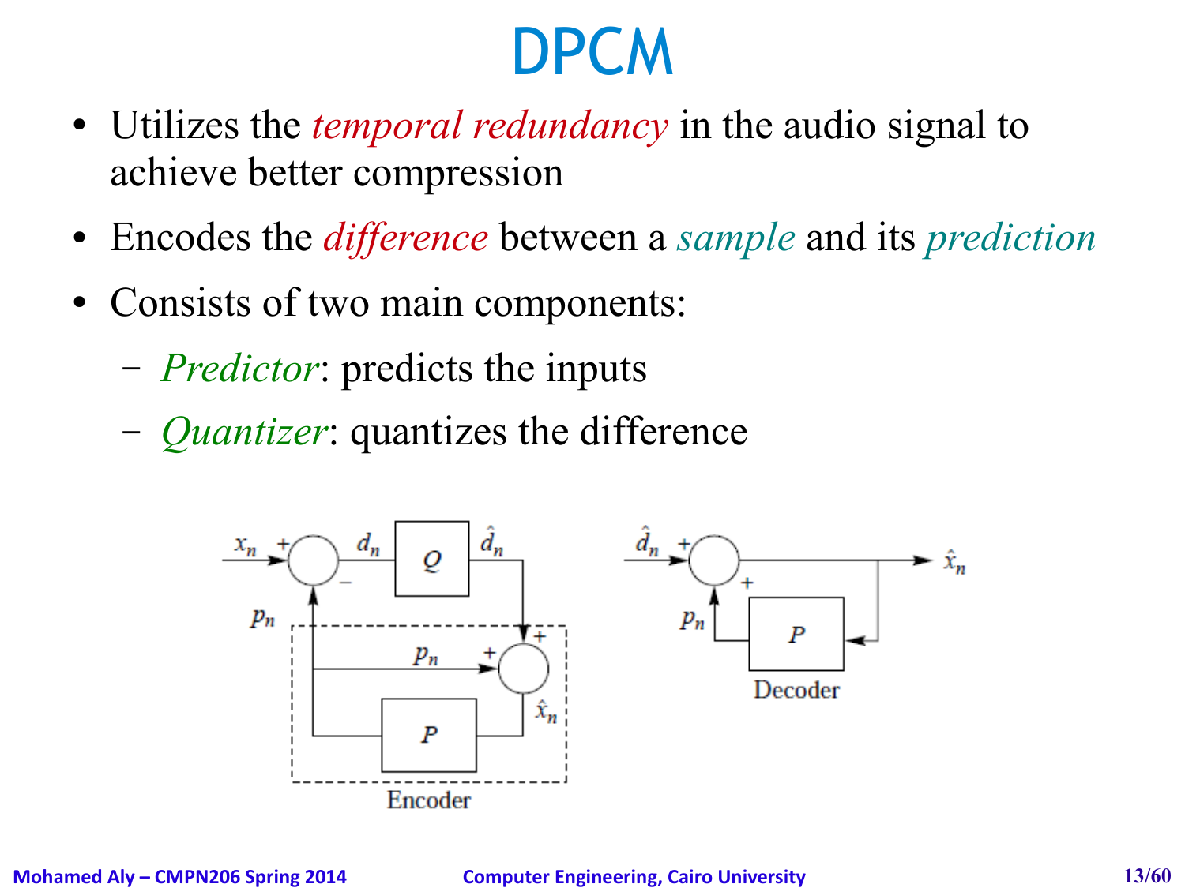# DPCM

- Utilizes the *temporal redundancy* in the audio signal to achieve better compression
- Encodes the *difference* between a *sample* and its *prediction*
- Consists of two main components:
  - *Predictor*: predicts the inputs
  - *Quantizer*: quantizes the difference

$x_n$ $d_n$ $Q$ $\hat{d}_n$ $p_n$ $\hat{x}_n$ $P$

Encoder

$\hat{d}_n$ $\hat{x}_n$ $p_n$ $P$

Decoder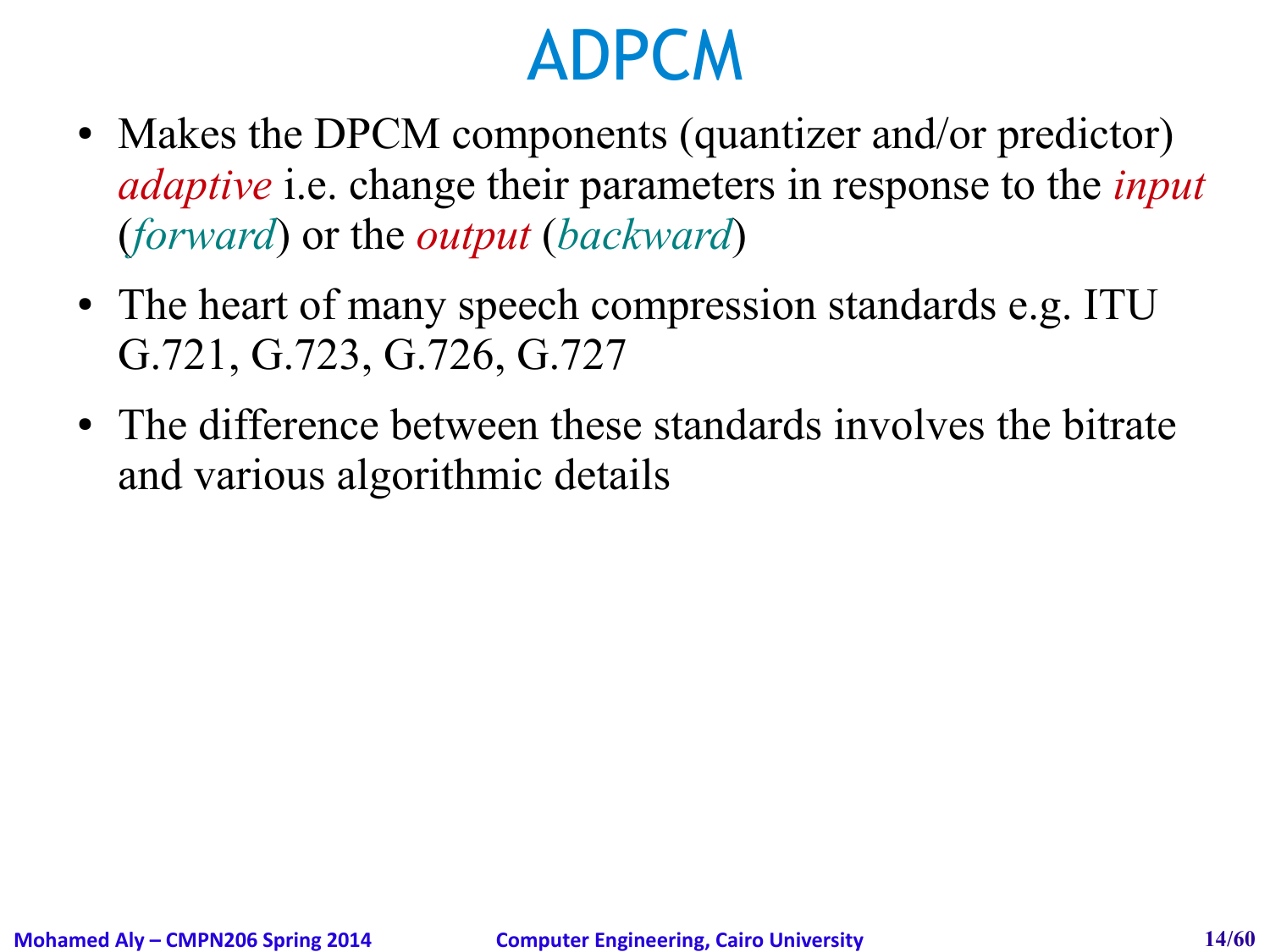# ADPCM

- Makes the DPCM components (quantizer and/or predictor) *adaptive* i.e. change their parameters in response to the *input* (*forward*) or the *output* (*backward*)
- The heart of many speech compression standards e.g. ITU G.721, G.723, G.726, G.727
- The difference between these standards involves the bitrate and various algorithmic details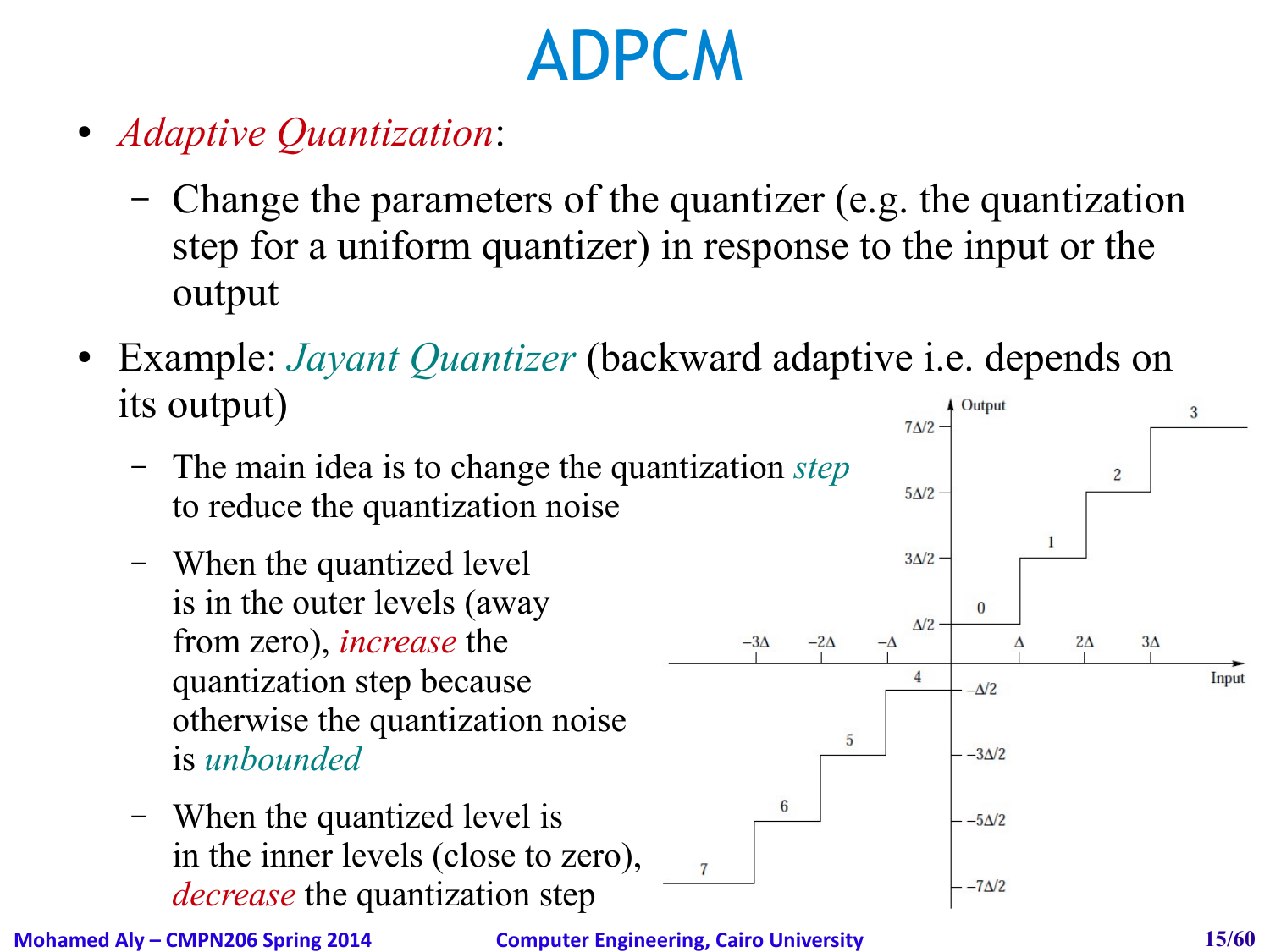# ADPCM

- *Adaptive Quantization*:
  - Change the parameters of the quantizer (e.g. the quantization step for a uniform quantizer) in response to the input or the output
- Example: *Jayant Quantizer* (backward adaptive i.e. depends on its output)
  - The main idea is to change the quantization *step* to reduce the quantization noise
  - When the quantized level is in the outer levels (away from zero), *increase* the quantization step because otherwise the quantization noise is *unbounded*
  - When the quantized level is in the inner levels (close to zero), *decrease* the quantization step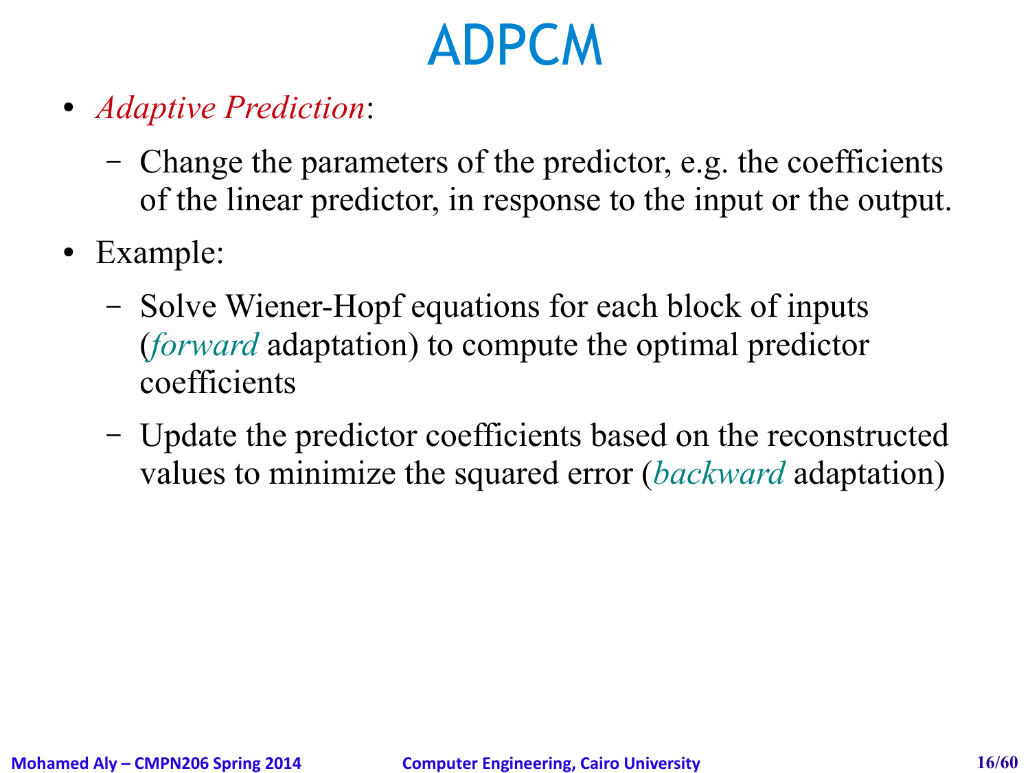# ADPCM

- *Adaptive Prediction*:
  - Change the parameters of the predictor, e.g. the coefficients of the linear predictor, in response to the input or the output.
- Example:
  - Solve Wiener-Hopf equations for each block of inputs (*forward* adaptation) to compute the optimal predictor coefficients
  - Update the predictor coefficients based on the reconstructed values to minimize the squared error (*backward* adaptation)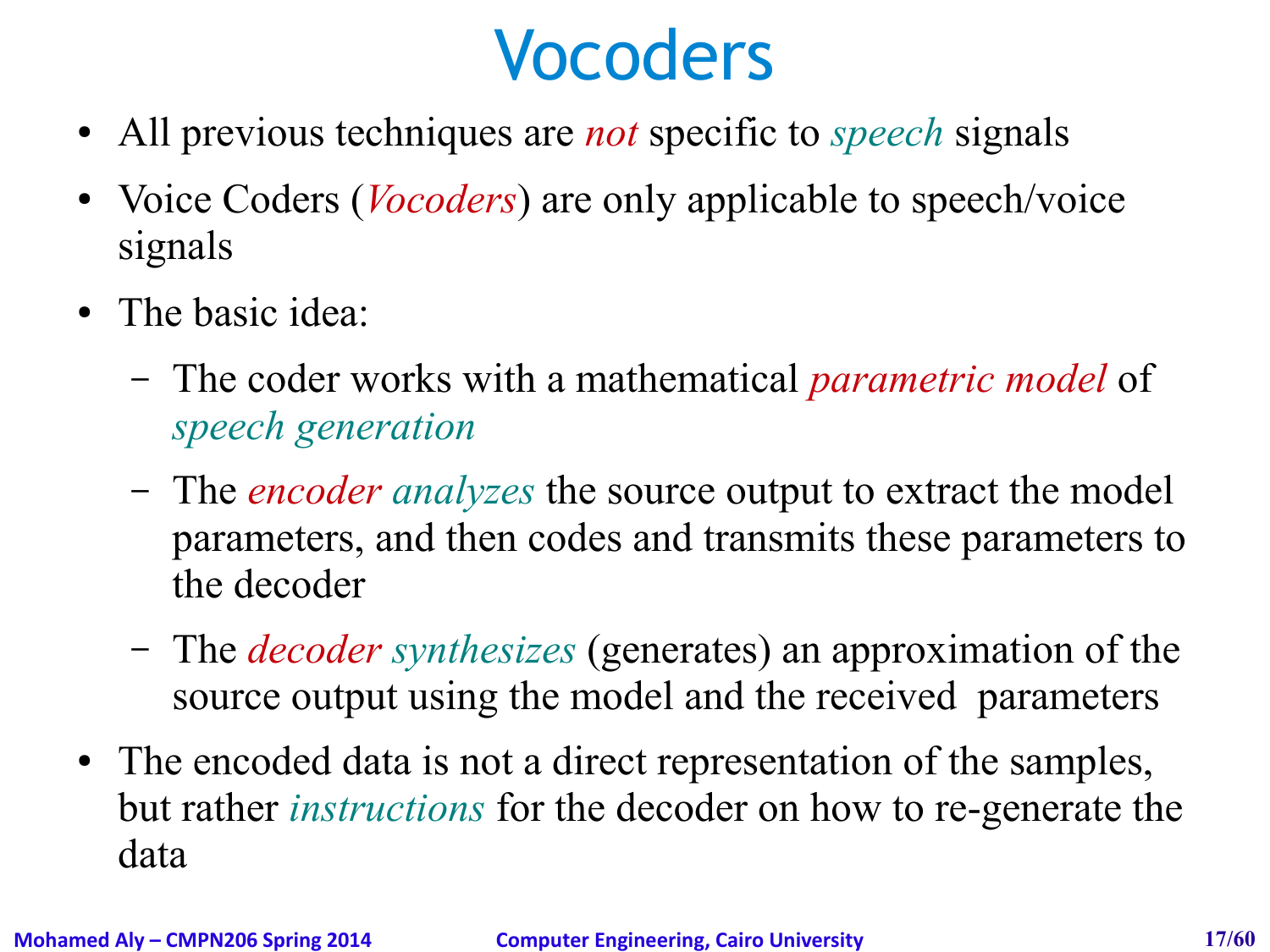# Vocoders

- All previous techniques are *not* specific to *speech* signals
- Voice Coders (*Vocoders*) are only applicable to speech/voice signals
- The basic idea:
  - The coder works with a mathematical *parametric model* of *speech generation*
  - The *encoder analyzes* the source output to extract the model parameters, and then codes and transmits these parameters to the decoder
  - The *decoder synthesizes* (generates) an approximation of the source output using the model and the received parameters
- The encoded data is not a direct representation of the samples, but rather *instructions* for the decoder on how to re-generate the data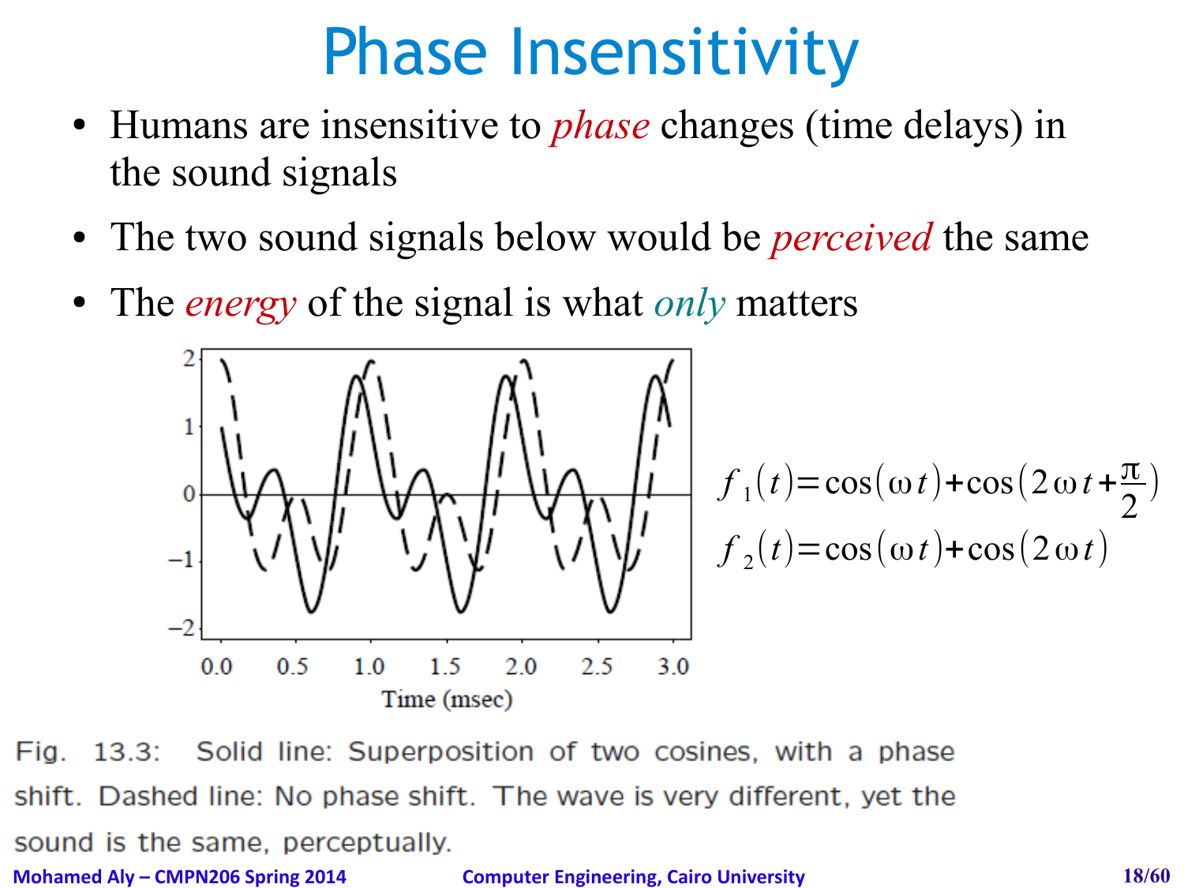# Phase Insensitivity

- Humans are insensitive to *phase* changes (time delays) in the sound signals
- The two sound signals below would be *perceived* the same
- The *energy* of the signal is what *only* matters

$$f_1(t) = \cos(\omega t) + \cos\left(2\omega t + \frac{\pi}{2}\right)$$

$$f_2(t) = \cos(\omega t) + \cos(2\omega t)$$

Fig. 13.3: Solid line: Superposition of two cosines, with a phase shift. Dashed line: No phase shift. The wave is very different, yet the sound is the same, perceptually.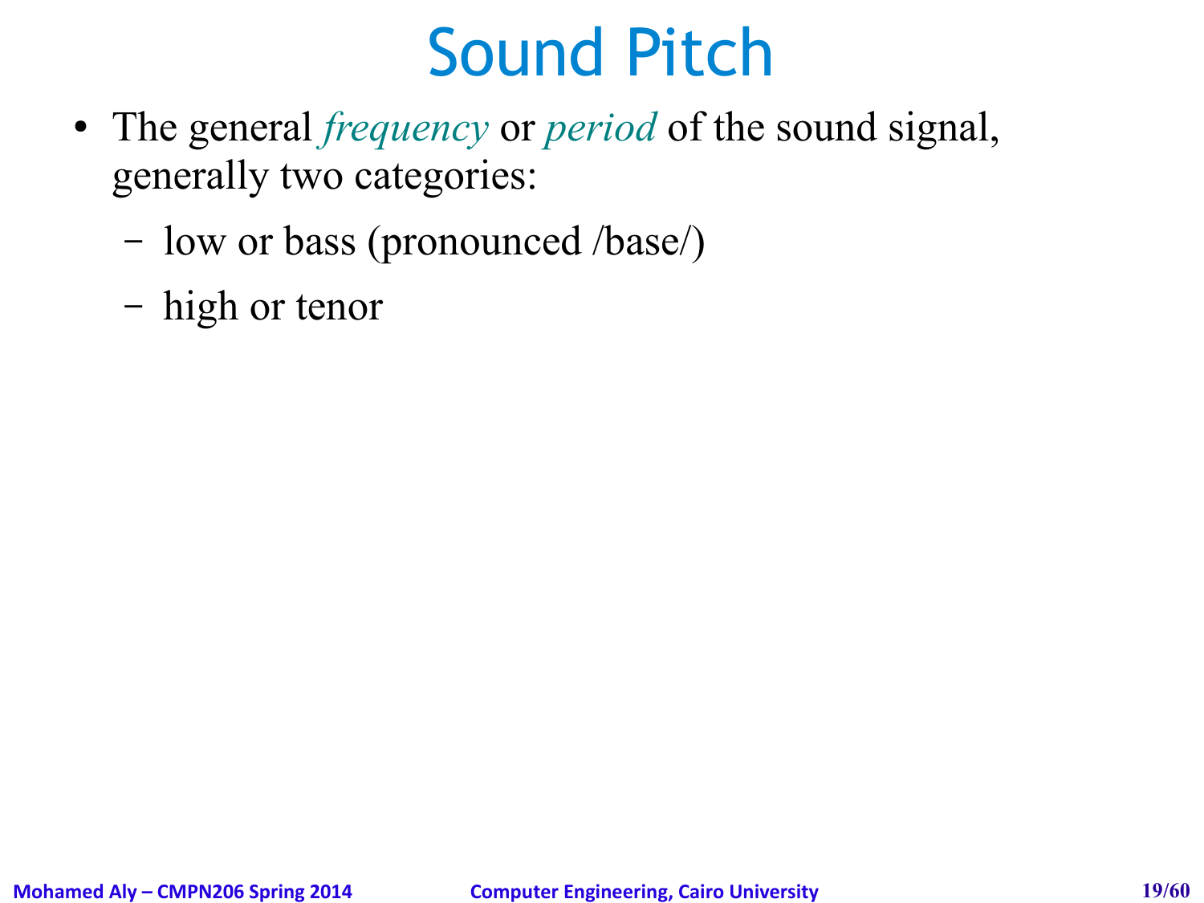# Sound Pitch

- The general *frequency* or *period* of the sound signal, generally two categories:
  - low or bass (pronounced /base/)
  - high or tenor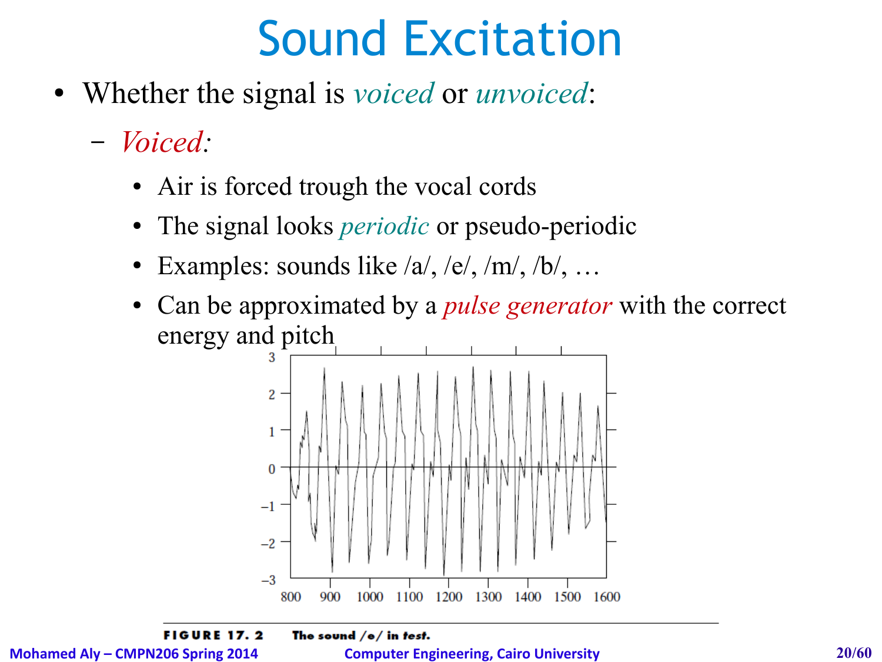# Sound Excitation

- Whether the signal is *voiced* or *unvoiced*:
  - *Voiced:*
    - Air is forced trough the vocal cords
    - The signal looks *periodic* or pseudo-periodic
    - Examples: sounds like /a/, /e/, /m/, /b/, …
    - Can be approximated by a *pulse generator* with the correct energy and pitch

**FIGURE 17. 2** **The sound /e/ in *test*.**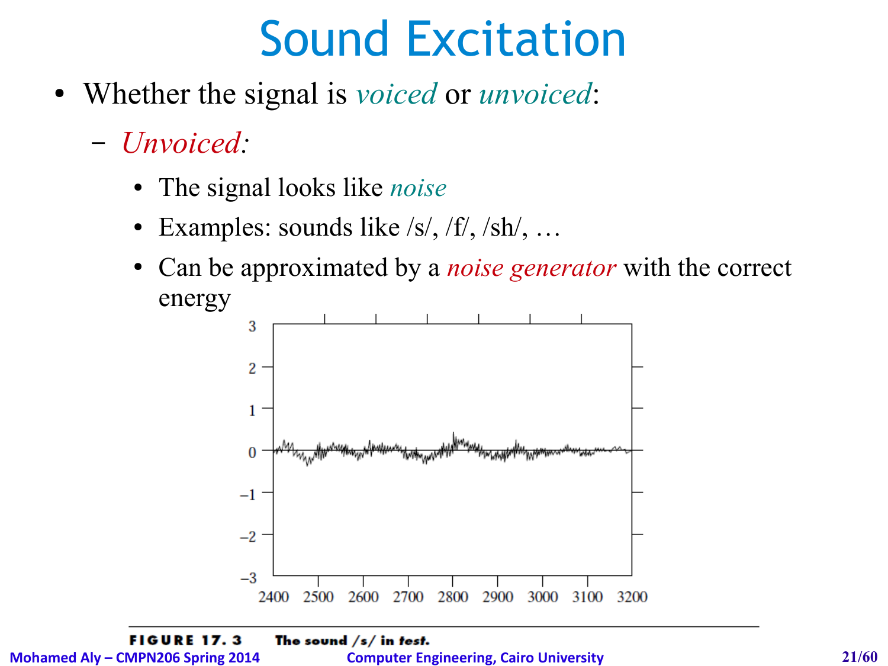# Sound Excitation

- Whether the signal is *voiced* or *unvoiced*:
  - *Unvoiced:*
    - The signal looks like *noise*
    - Examples: sounds like /s/, /f/, /sh/, …
    - Can be approximated by a *noise generator* with the correct energy

**FIGURE 17.3** The sound /s/ in *test*.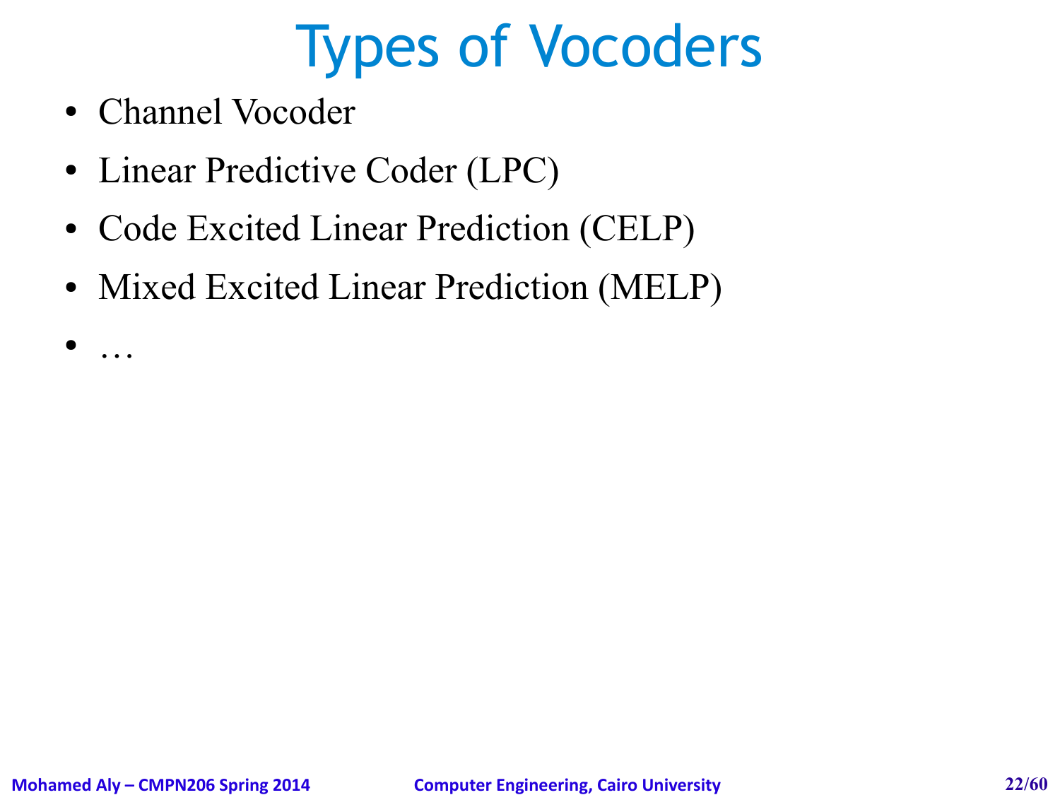# Types of Vocoders

- Channel Vocoder
- Linear Predictive Coder (LPC)
- Code Excited Linear Prediction (CELP)
- Mixed Excited Linear Prediction (MELP)
- …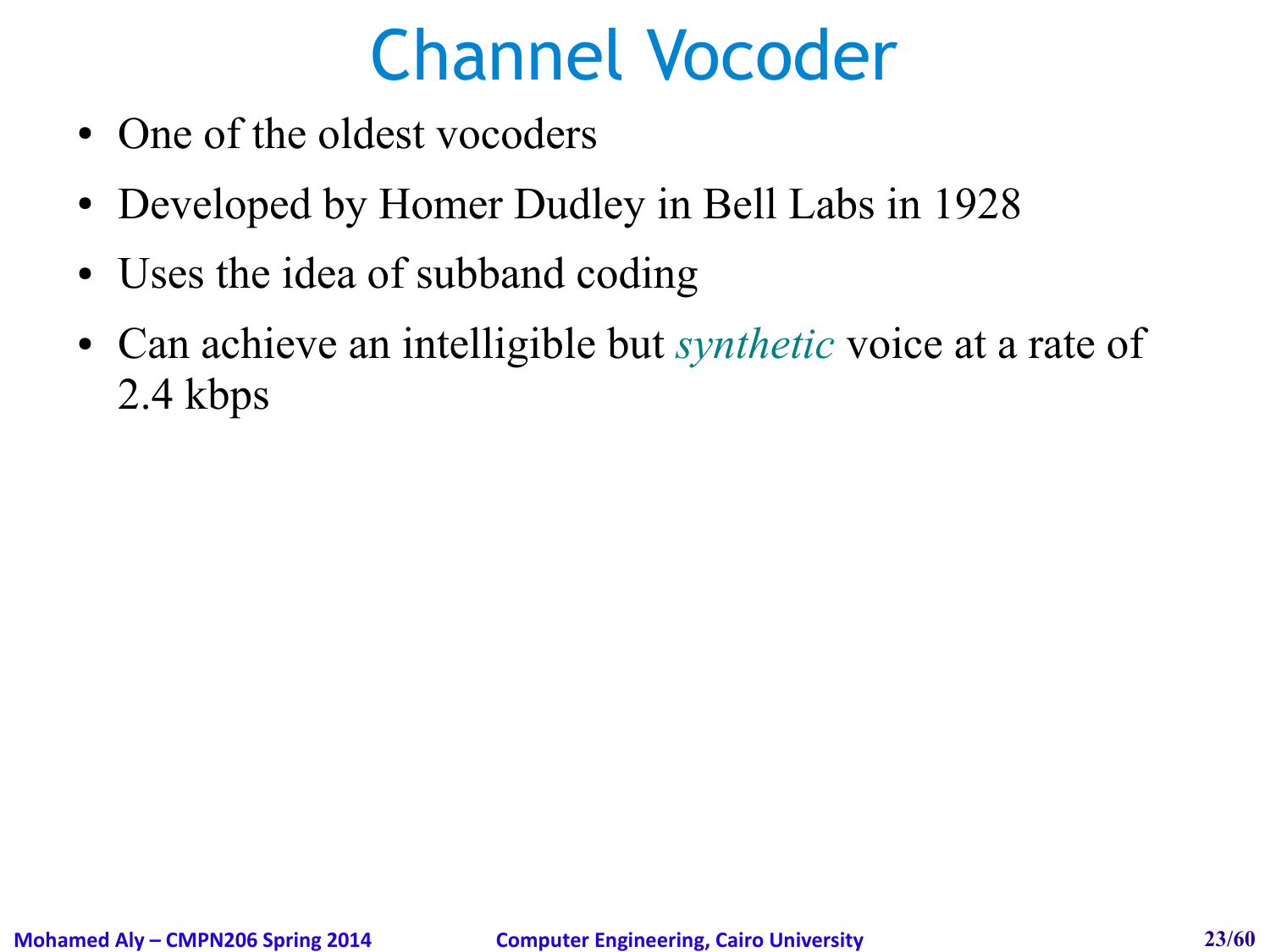# Channel Vocoder

- One of the oldest vocoders
- Developed by Homer Dudley in Bell Labs in 1928
- Uses the idea of subband coding
- Can achieve an intelligible but *synthetic* voice at a rate of 2.4 kbps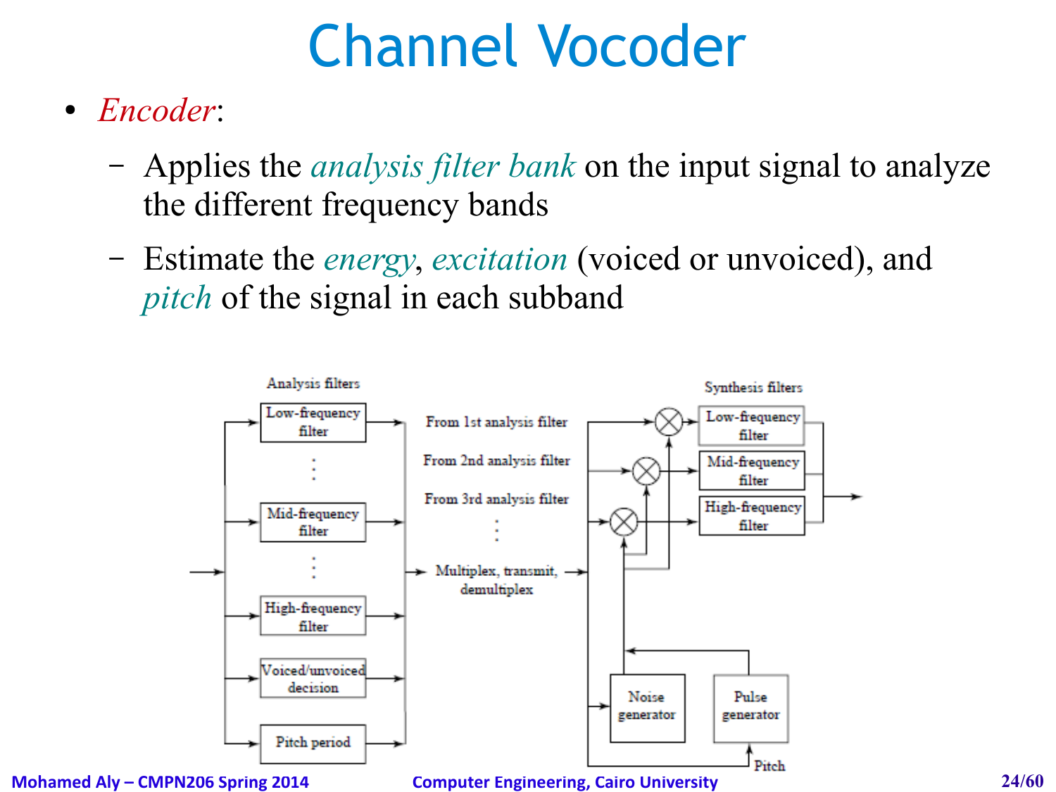# Channel Vocoder

- *Encoder*:
  - Applies the *analysis filter bank* on the input signal to analyze the different frequency bands
  - Estimate the *energy*, *excitation* (voiced or unvoiced), and *pitch* of the signal in each subband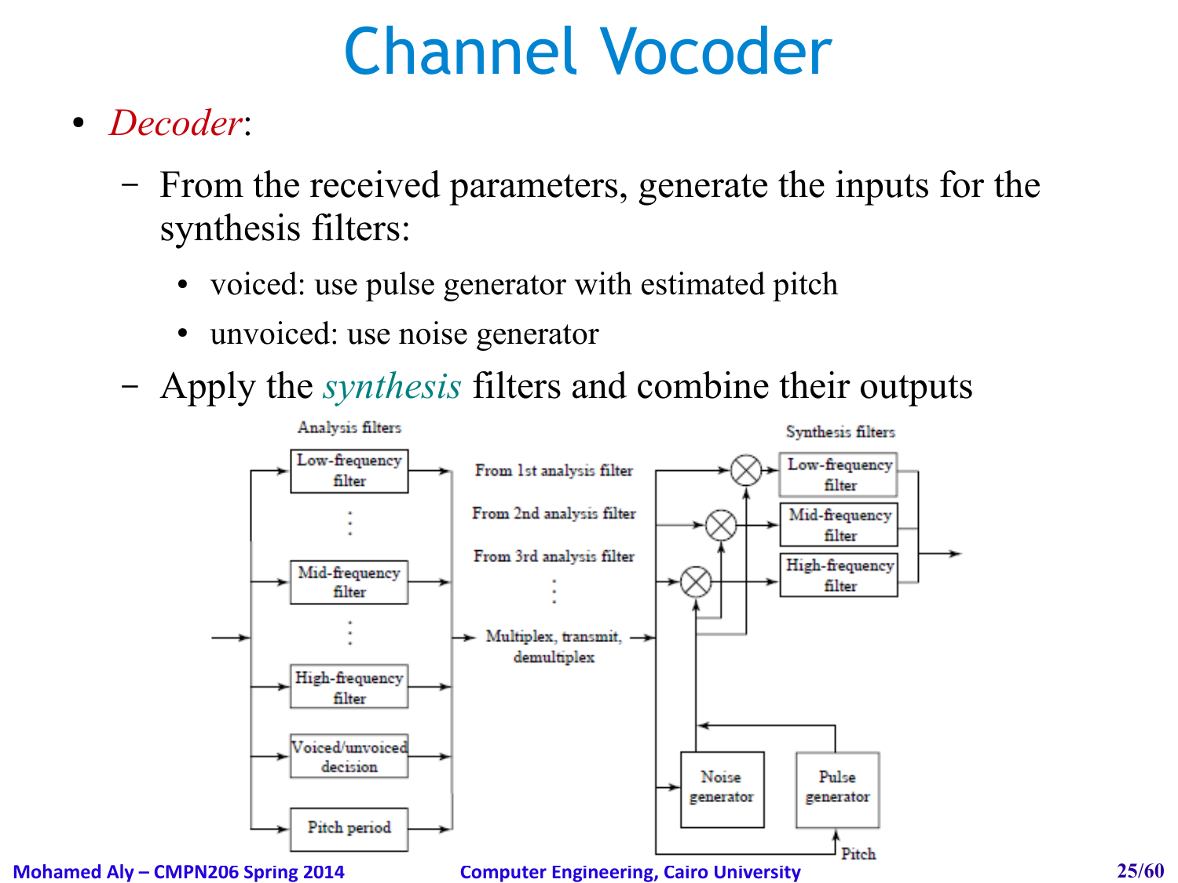# Channel Vocoder

- *Decoder*:
  - From the received parameters, generate the inputs for the synthesis filters:
    - voiced: use pulse generator with estimated pitch
    - unvoiced: use noise generator
  - Apply the *synthesis* filters and combine their outputs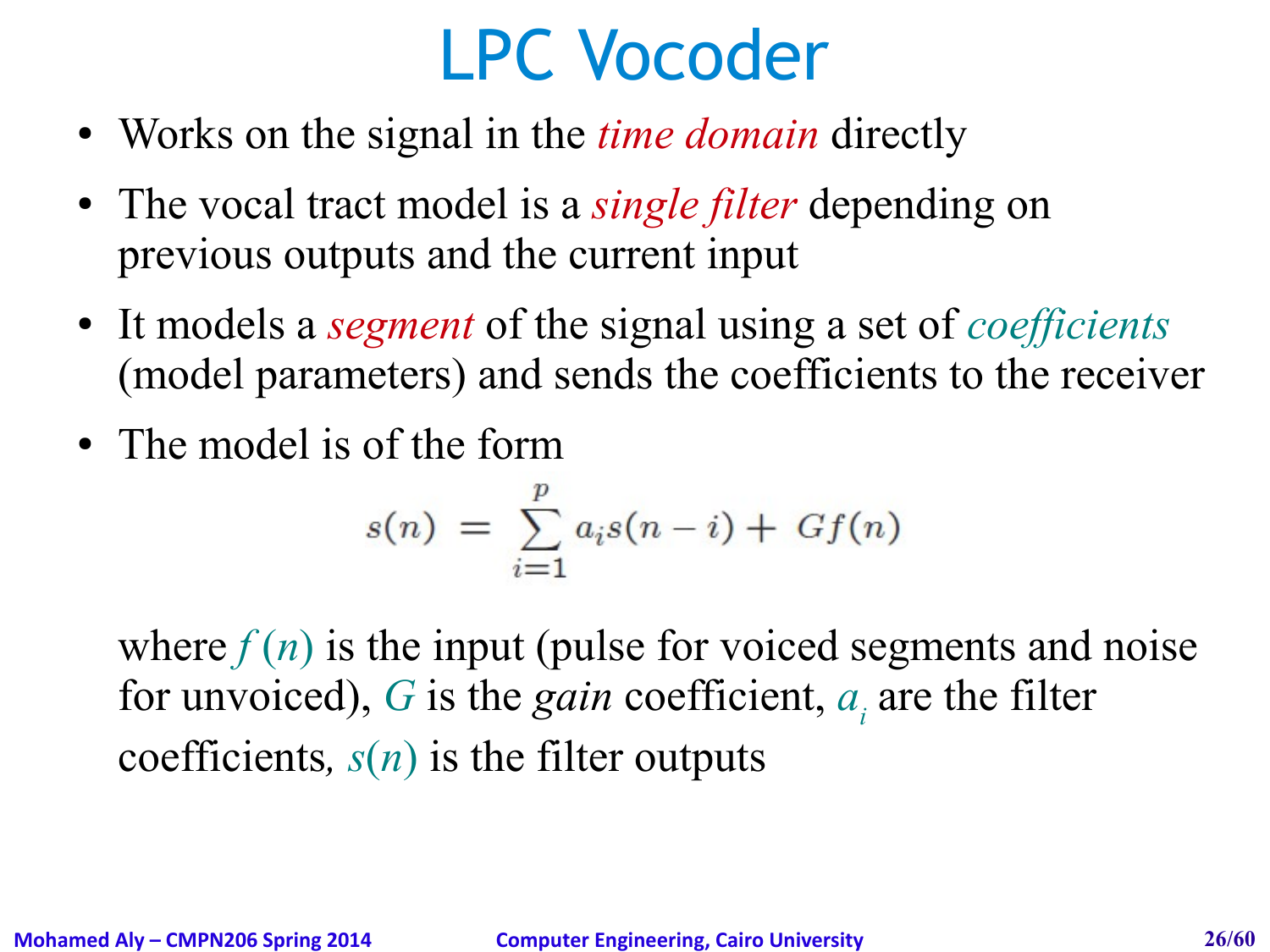# LPC Vocoder

- Works on the signal in the *time domain* directly
- The vocal tract model is a *single filter* depending on previous outputs and the current input
- It models a *segment* of the signal using a set of *coefficients* (model parameters) and sends the coefficients to the receiver
- The model is of the form

$$s(n) = \sum_{i=1}^{p} a_i s(n-i) + Gf(n)$$

where $f(n)$ is the input (pulse for voiced segments and noise for unvoiced), $G$ is the *gain* coefficient, $a_i$ are the filter coefficients, $s(n)$ is the filter outputs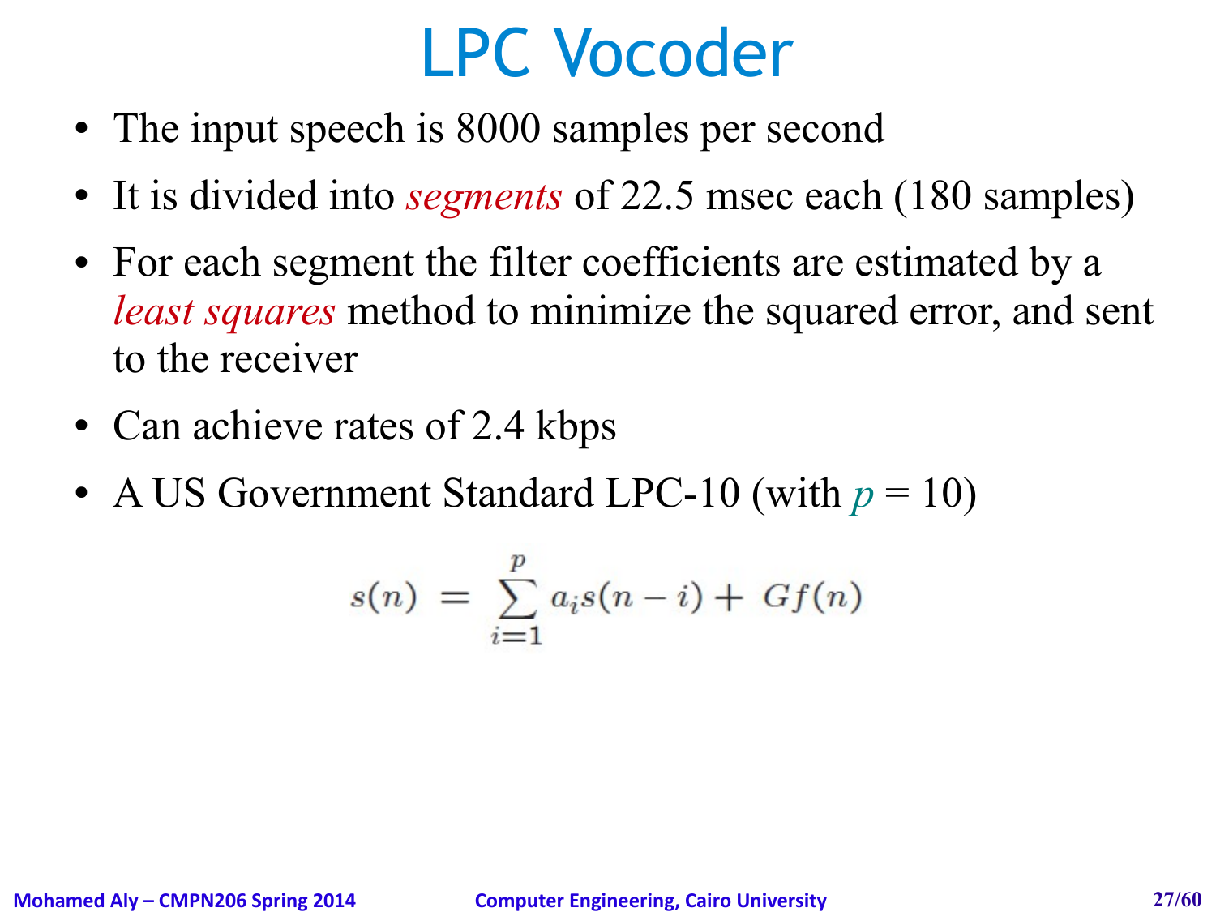# LPC Vocoder

- The input speech is 8000 samples per second
- It is divided into *segments* of 22.5 msec each (180 samples)
- For each segment the filter coefficients are estimated by a *least squares* method to minimize the squared error, and sent to the receiver
- Can achieve rates of 2.4 kbps
- A US Government Standard LPC-10 (with $p = 10$)

$$s(n) = \sum_{i=1}^{p} a_i s(n-i) + Gf(n)$$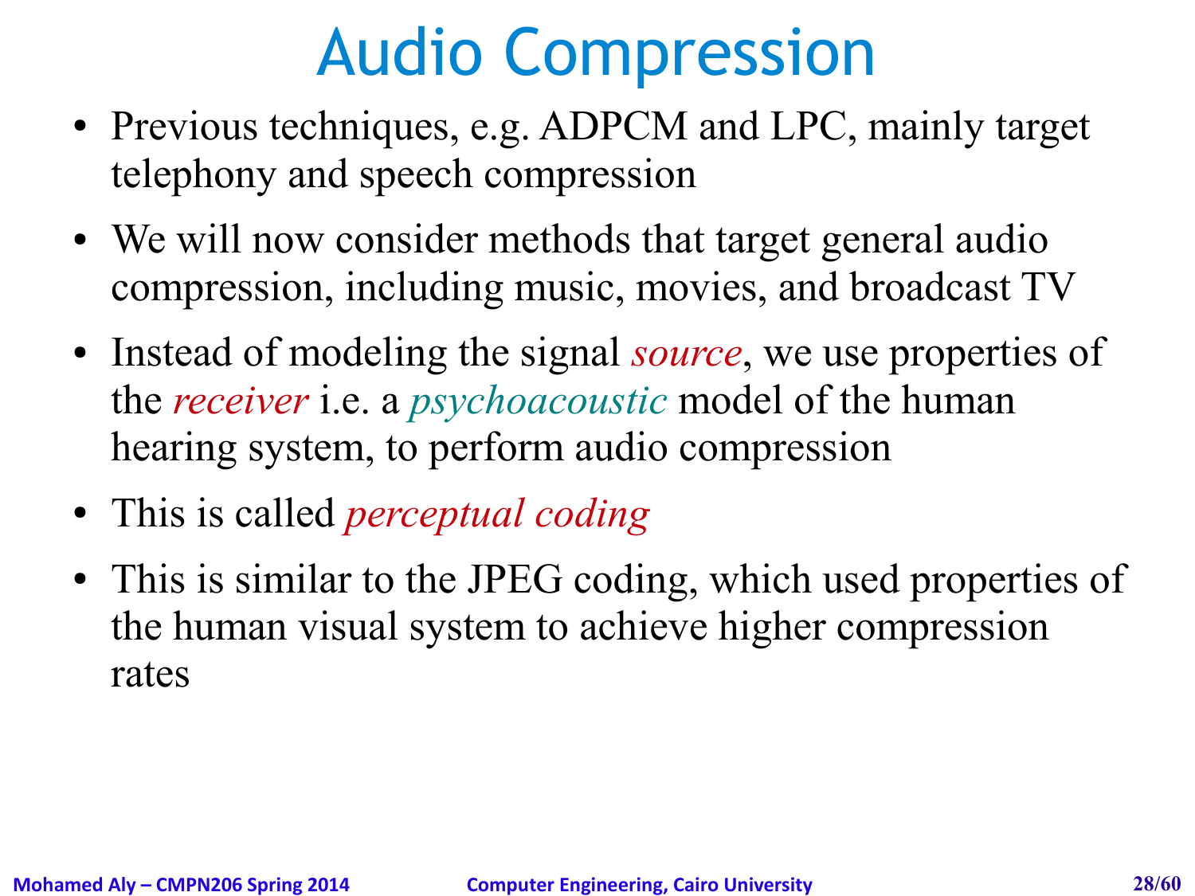# Audio Compression

- Previous techniques, e.g. ADPCM and LPC, mainly target telephony and speech compression
- We will now consider methods that target general audio compression, including music, movies, and broadcast TV
- Instead of modeling the signal *source*, we use properties of the *receiver* i.e. a *psychoacoustic* model of the human hearing system, to perform audio compression
- This is called *perceptual coding*
- This is similar to the JPEG coding, which used properties of the human visual system to achieve higher compression rates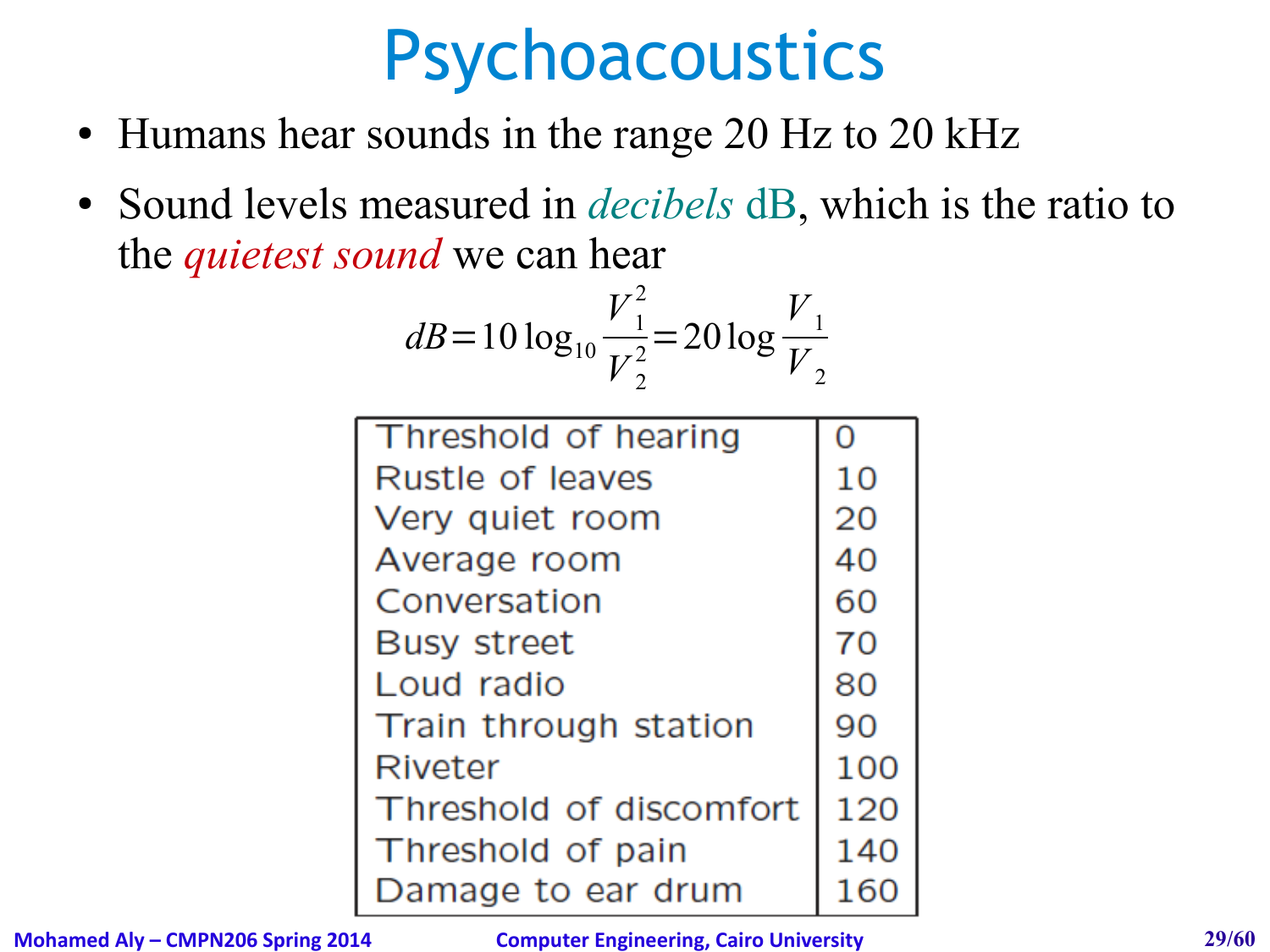# Psychoacoustics

- Humans hear sounds in the range 20 Hz to 20 kHz
- Sound levels measured in *decibels* dB, which is the ratio to the *quietest sound* we can hear

$$dB = 10\log_{10}\frac{V_1^2}{V_2^2} = 20\log\frac{V_1}{V_2}$$

| Threshold of hearing | 0 |
|---|---|
| Rustle of leaves | 10 |
| Very quiet room | 20 |
| Average room | 40 |
| Conversation | 60 |
| Busy street | 70 |
| Loud radio | 80 |
| Train through station | 90 |
| Riveter | 100 |
| Threshold of discomfort | 120 |
| Threshold of pain | 140 |
| Damage to ear drum | 160 |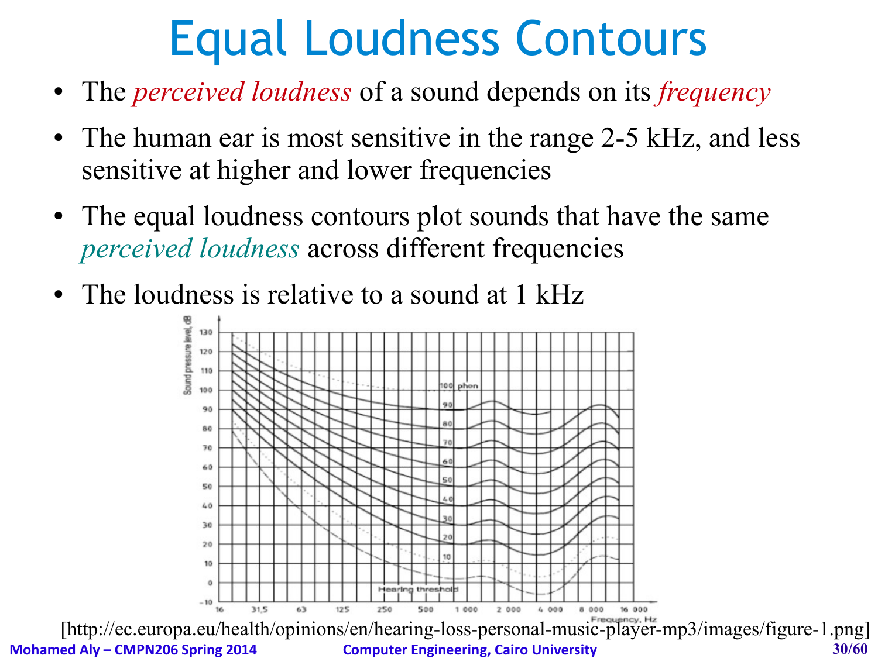# Equal Loudness Contours

- The *perceived loudness* of a sound depends on its *frequency*
- The human ear is most sensitive in the range 2-5 kHz, and less sensitive at higher and lower frequencies
- The equal loudness contours plot sounds that have the same *perceived loudness* across different frequencies
- The loudness is relative to a sound at 1 kHz

[http://ec.europa.eu/health/opinions/en/hearing-loss-personal-music-player-mp3/images/figure-1.png]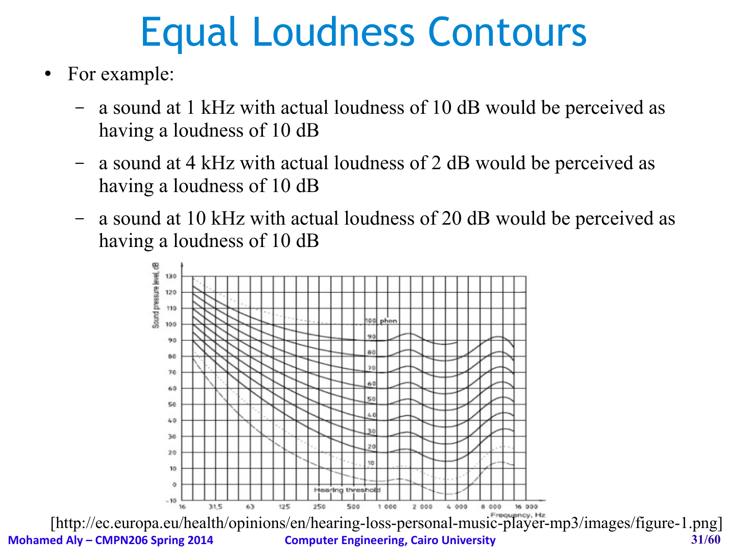# Equal Loudness Contours

- For example:
  - a sound at 1 kHz with actual loudness of 10 dB would be perceived as having a loudness of 10 dB
  - a sound at 4 kHz with actual loudness of 2 dB would be perceived as having a loudness of 10 dB
  - a sound at 10 kHz with actual loudness of 20 dB would be perceived as having a loudness of 10 dB

[http://ec.europa.eu/health/opinions/en/hearing-loss-personal-music-player-mp3/images/figure-1.png]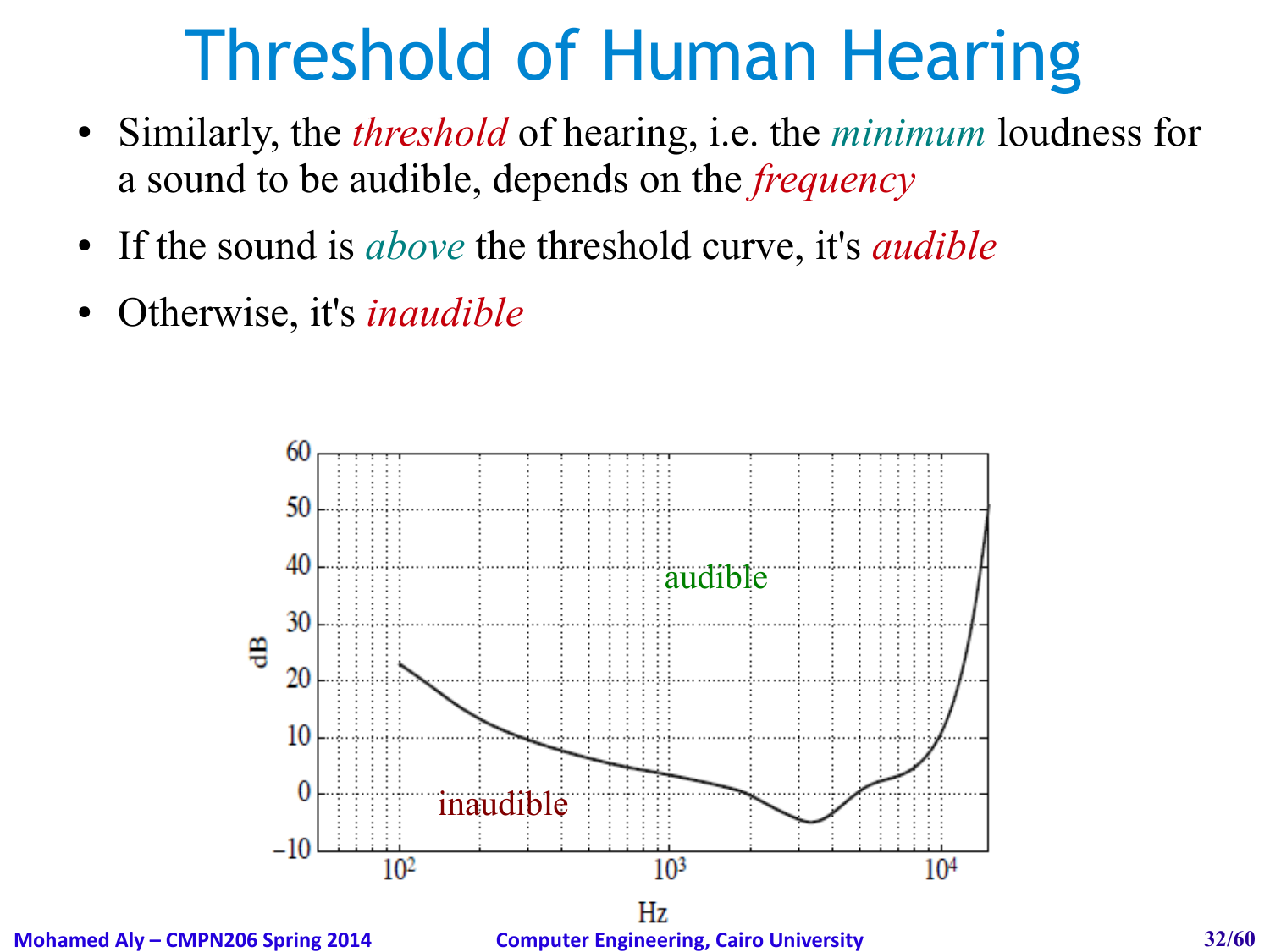# Threshold of Human Hearing

- Similarly, the *threshold* of hearing, i.e. the *minimum* loudness for a sound to be audible, depends on the *frequency*
- If the sound is *above* the threshold curve, it's *audible*
- Otherwise, it's *inaudible*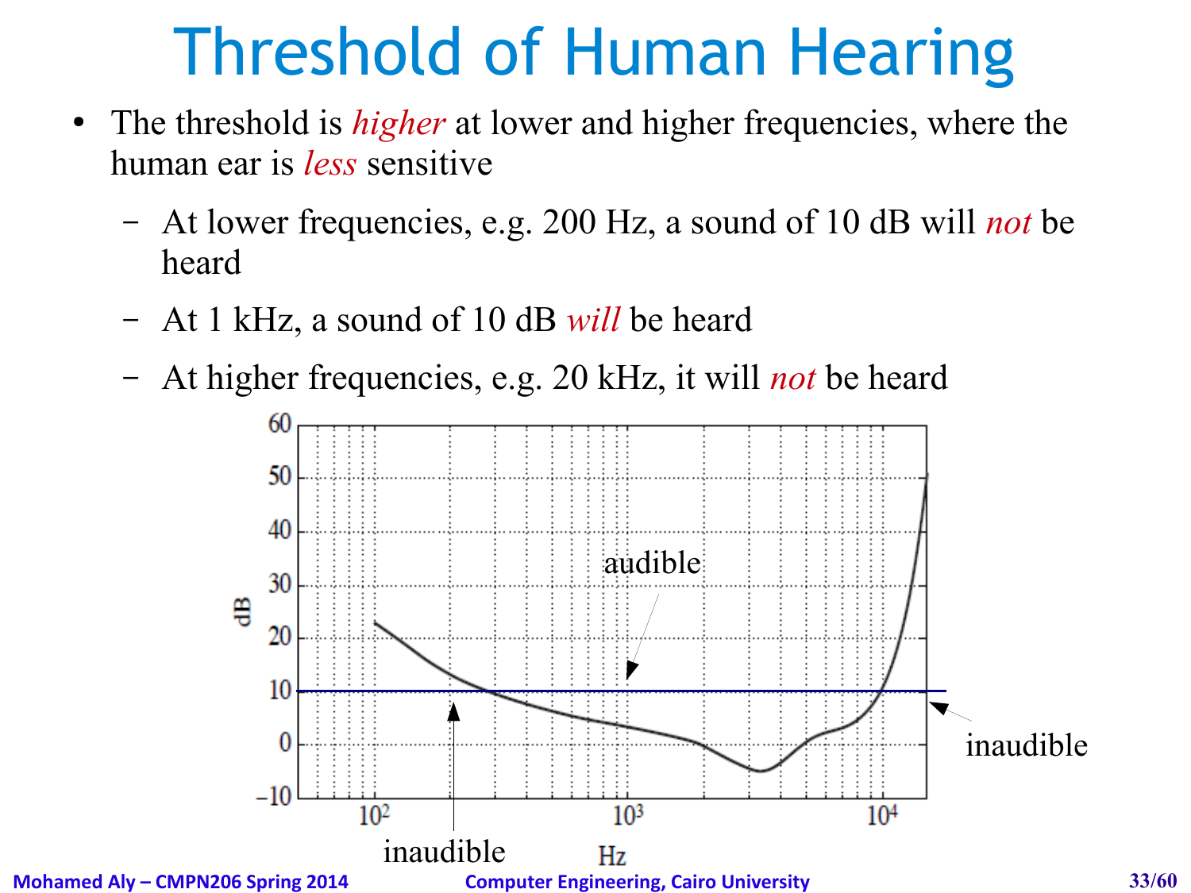# Threshold of Human Hearing

- The threshold is *higher* at lower and higher frequencies, where the human ear is *less* sensitive
  - At lower frequencies, e.g. 200 Hz, a sound of 10 dB will *not* be heard
  - At 1 kHz, a sound of 10 dB *will* be heard
  - At higher frequencies, e.g. 20 kHz, it will *not* be heard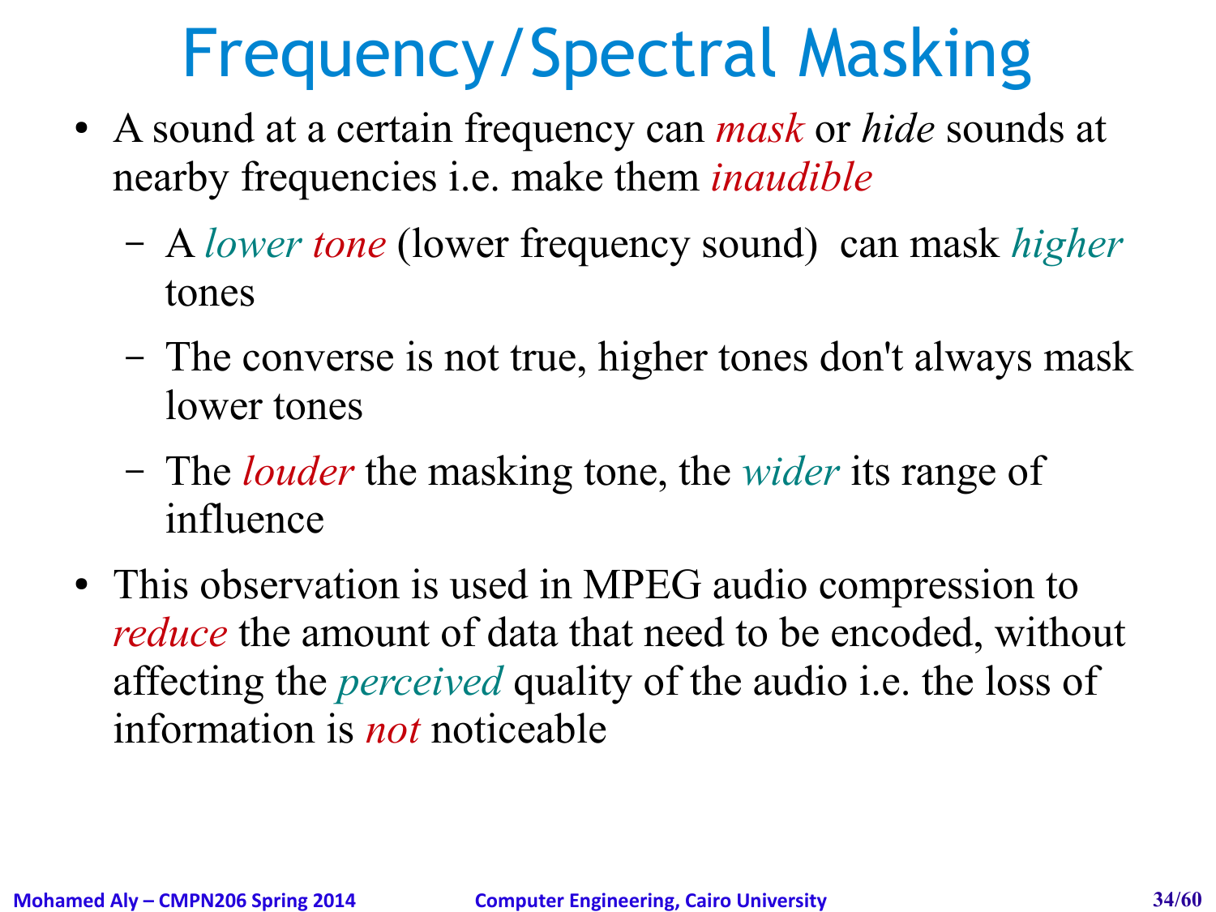# Frequency/Spectral Masking

- A sound at a certain frequency can *mask* or *hide* sounds at nearby frequencies i.e. make them *inaudible*
  - A *lower tone* (lower frequency sound) can mask *higher* tones
  - The converse is not true, higher tones don't always mask lower tones
  - The *louder* the masking tone, the *wider* its range of influence
- This observation is used in MPEG audio compression to *reduce* the amount of data that need to be encoded, without affecting the *perceived* quality of the audio i.e. the loss of information is *not* noticeable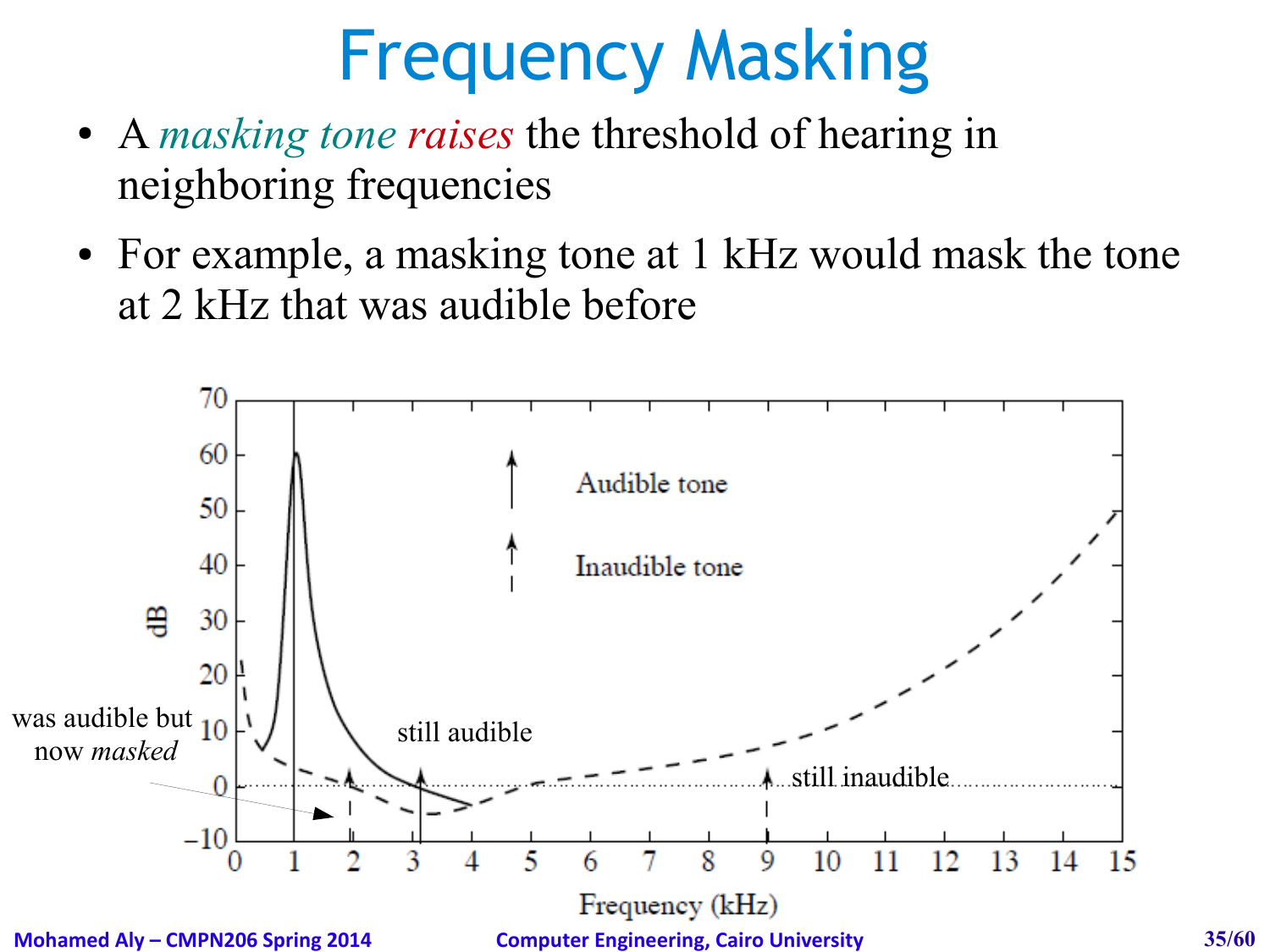# Frequency Masking

- A *masking tone raises* the threshold of hearing in neighboring frequencies
- For example, a masking tone at 1 kHz would mask the tone at 2 kHz that was audible before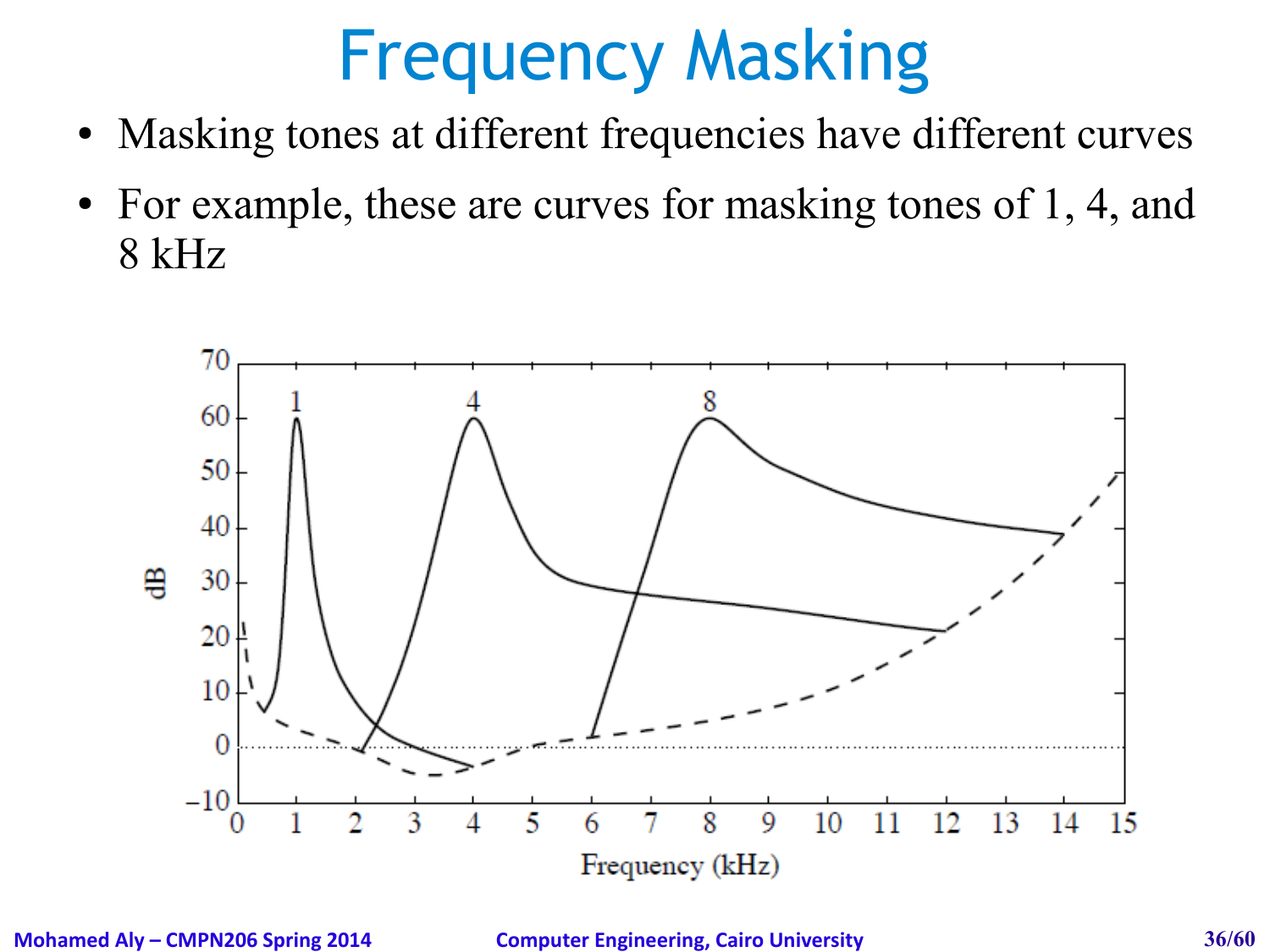# Frequency Masking

- Masking tones at different frequencies have different curves
- For example, these are curves for masking tones of 1, 4, and 8 kHz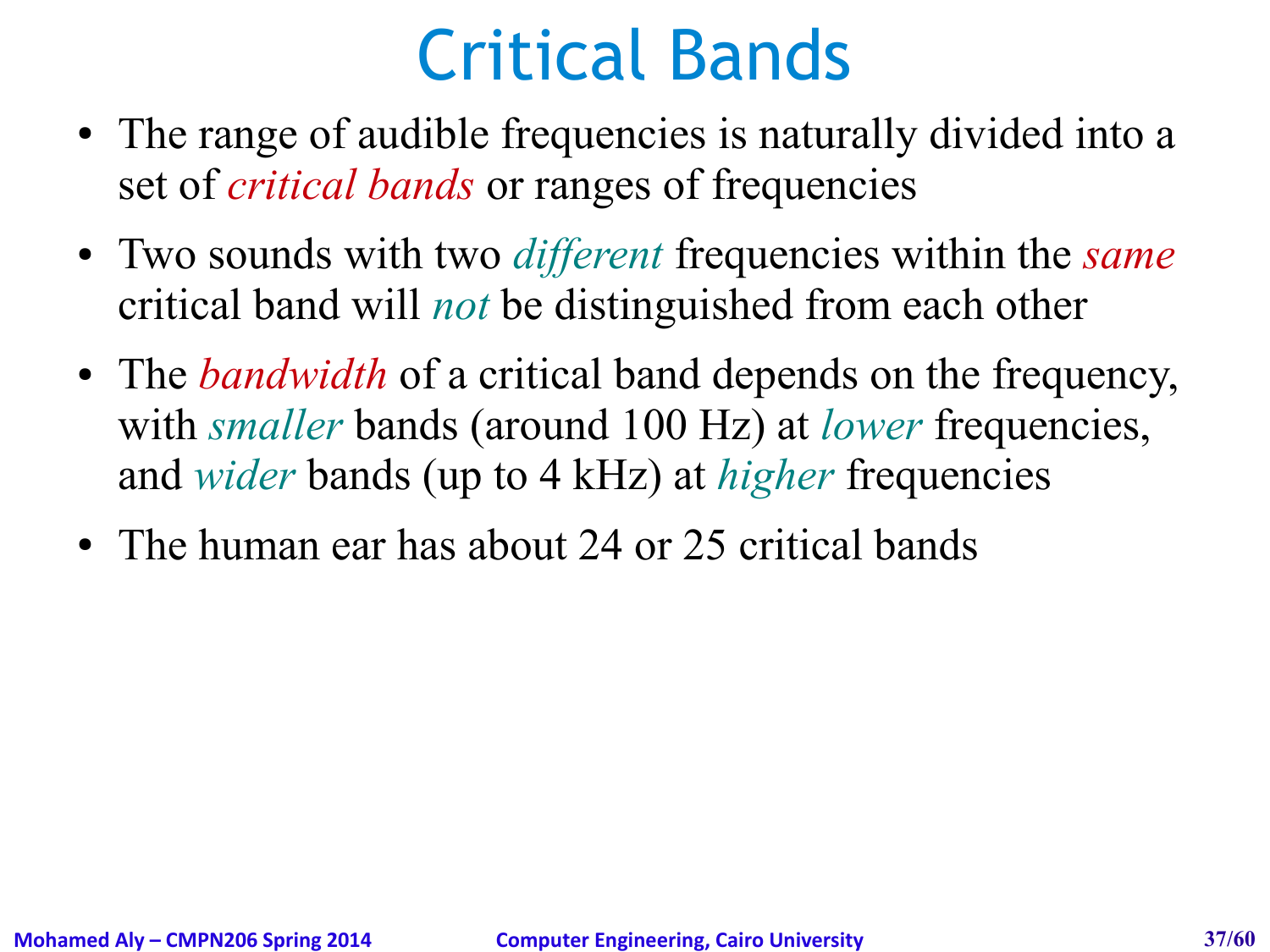# Critical Bands

- The range of audible frequencies is naturally divided into a set of *critical bands* or ranges of frequencies
- Two sounds with two *different* frequencies within the *same* critical band will *not* be distinguished from each other
- The *bandwidth* of a critical band depends on the frequency, with *smaller* bands (around 100 Hz) at *lower* frequencies, and *wider* bands (up to 4 kHz) at *higher* frequencies
- The human ear has about 24 or 25 critical bands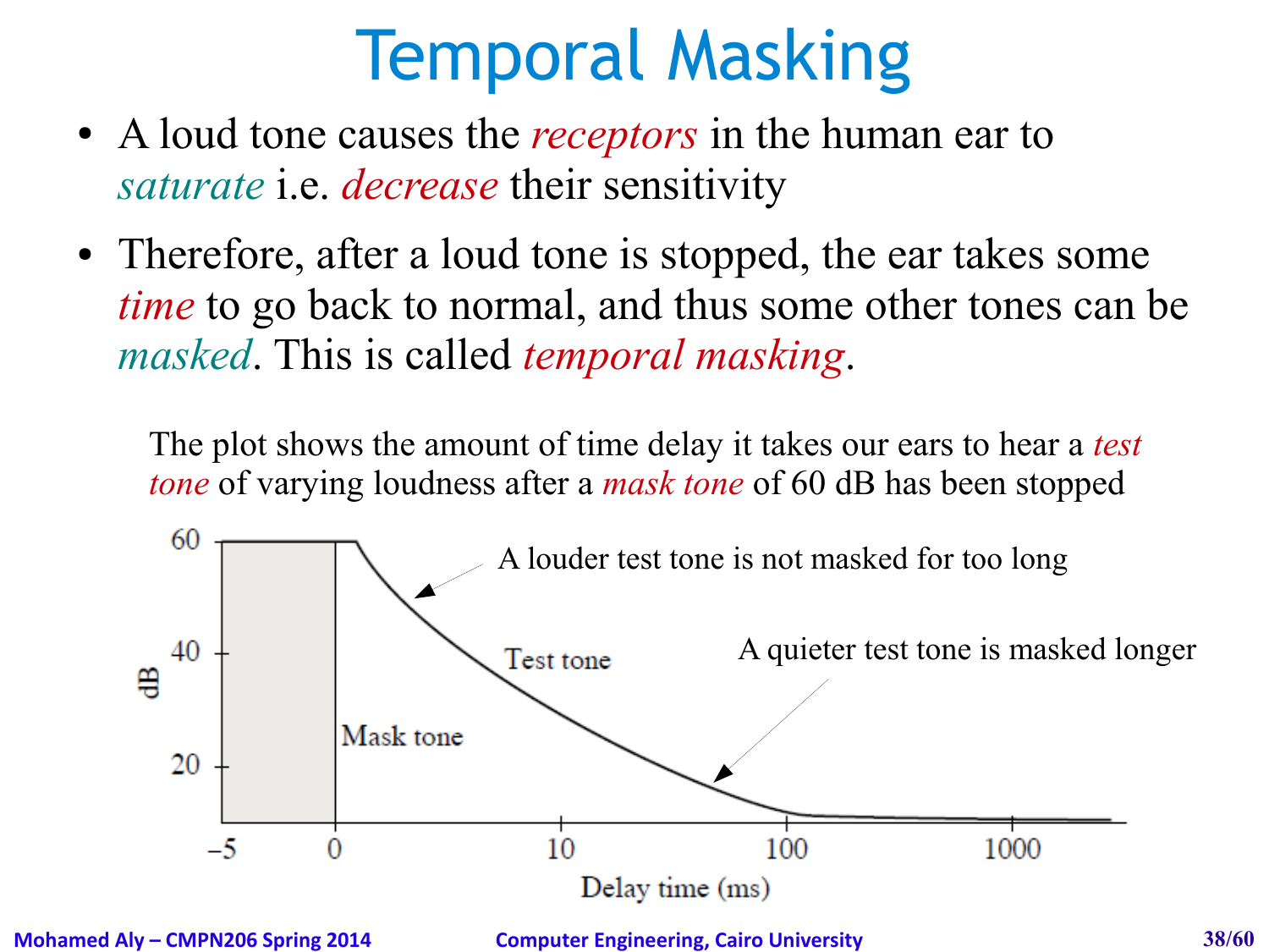# Temporal Masking

- A loud tone causes the *receptors* in the human ear to *saturate* i.e. *decrease* their sensitivity
- Therefore, after a loud tone is stopped, the ear takes some *time* to go back to normal, and thus some other tones can be *masked*. This is called *temporal masking*.

The plot shows the amount of time delay it takes our ears to hear a *test tone* of varying loudness after a *mask tone* of 60 dB has been stopped

A louder test tone is not masked for too long

A quieter test tone is masked longer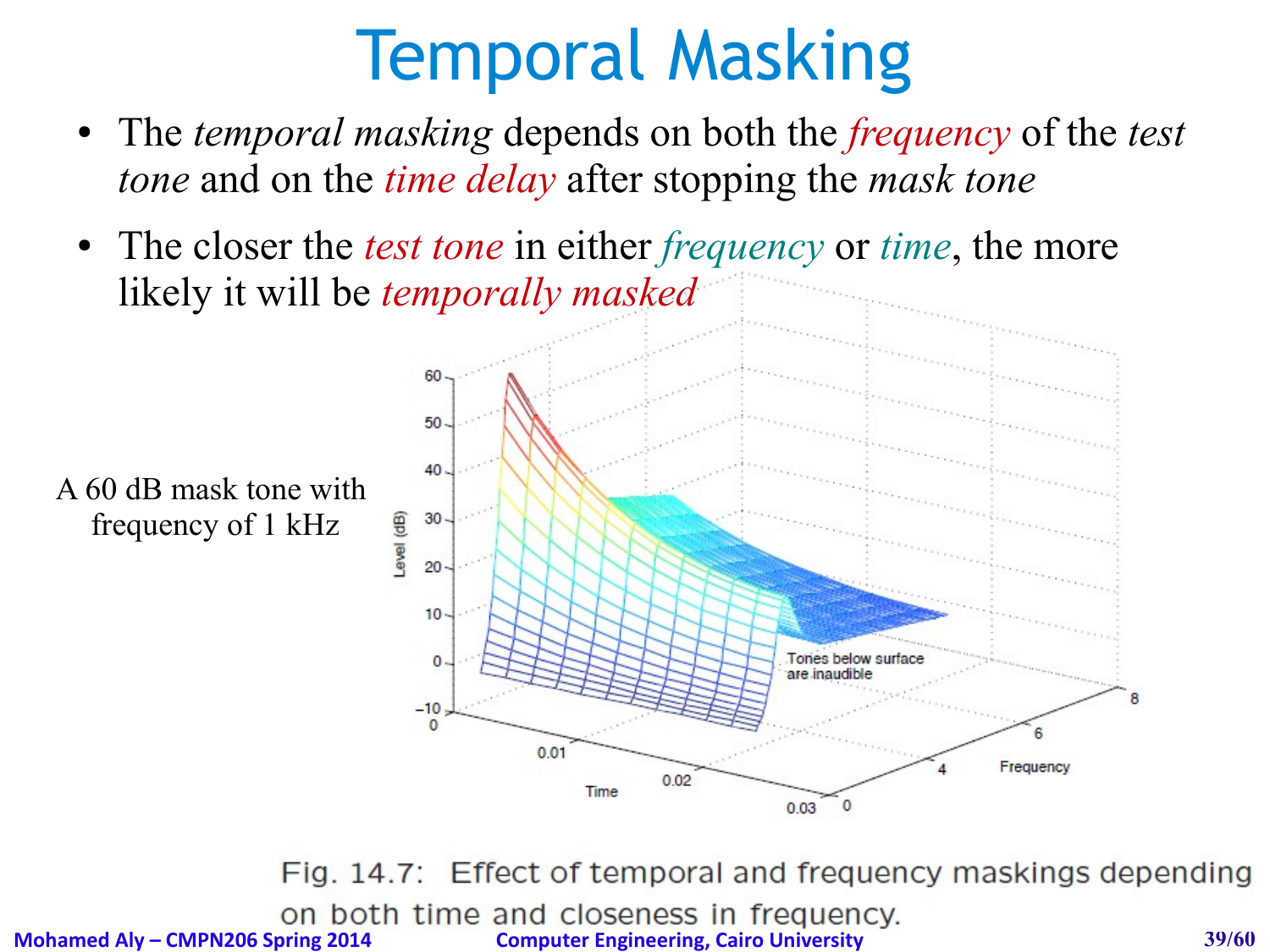# Temporal Masking

- The *temporal masking* depends on both the *frequency* of the *test tone* and on the *time delay* after stopping the *mask tone*
- The closer the *test tone* in either *frequency* or *time*, the more likely it will be *temporally masked*

A 60 dB mask tone with frequency of 1 kHz

Fig. 14.7: Effect of temporal and frequency maskings depending on both time and closeness in frequency.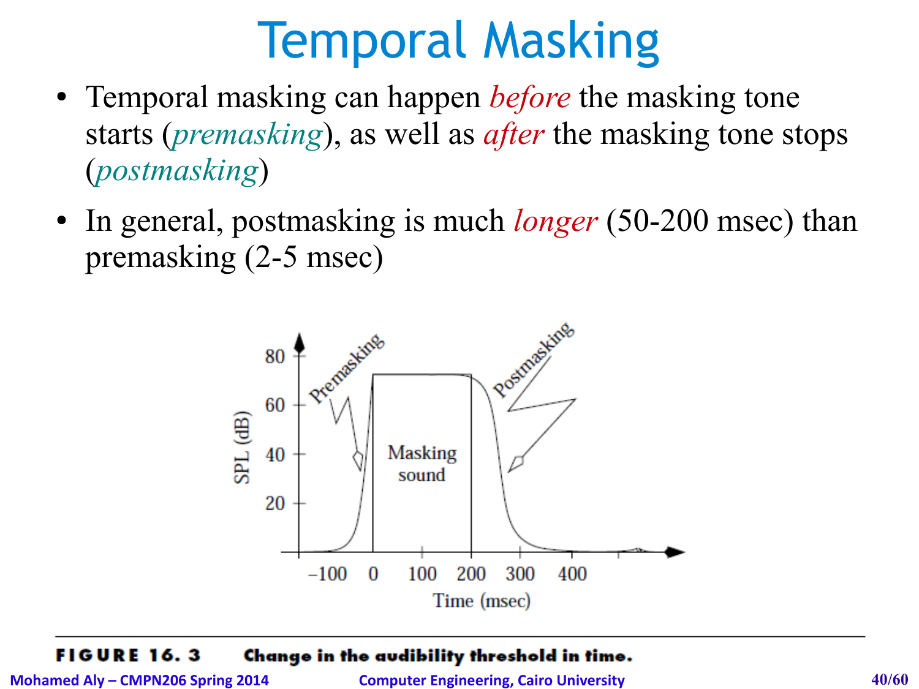# Temporal Masking

- Temporal masking can happen *before* the masking tone starts (*premasking*), as well as *after* the masking tone stops (*postmasking*)
- In general, postmasking is much *longer* (50-200 msec) than premasking (2-5 msec)

**FIGURE 16.3** **Change in the audibility threshold in time.**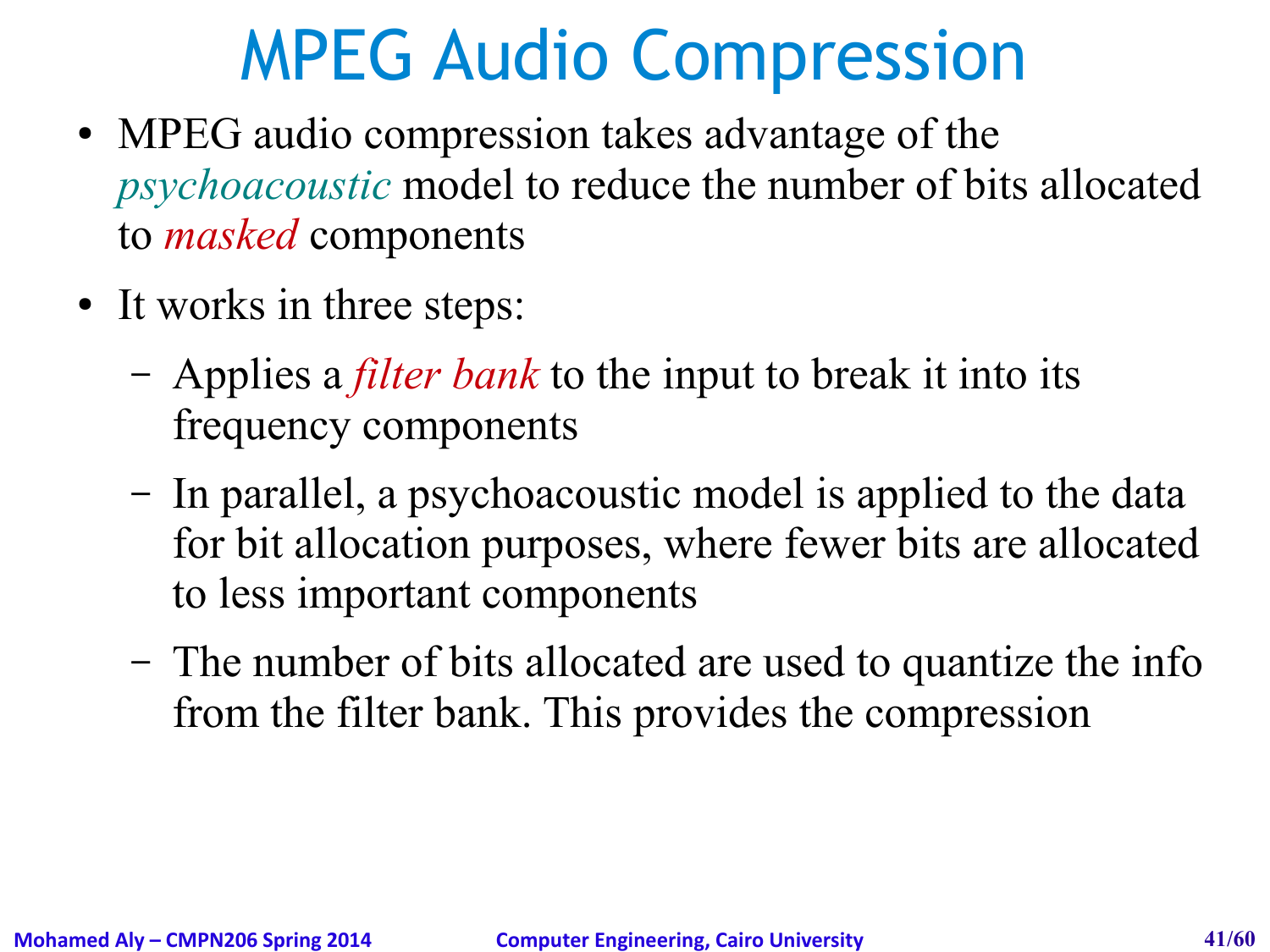# MPEG Audio Compression

- MPEG audio compression takes advantage of the *psychoacoustic* model to reduce the number of bits allocated to *masked* components
- It works in three steps:
  - Applies a *filter bank* to the input to break it into its frequency components
  - In parallel, a psychoacoustic model is applied to the data for bit allocation purposes, where fewer bits are allocated to less important components
  - The number of bits allocated are used to quantize the info from the filter bank. This provides the compression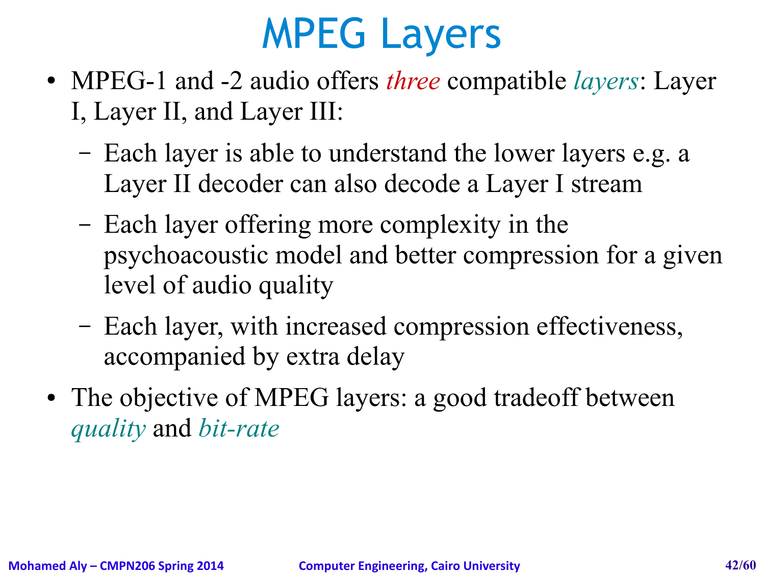# MPEG Layers

- MPEG-1 and -2 audio offers *three* compatible *layers*: Layer I, Layer II, and Layer III:
  - Each layer is able to understand the lower layers e.g. a Layer II decoder can also decode a Layer I stream
  - Each layer offering more complexity in the psychoacoustic model and better compression for a given level of audio quality
  - Each layer, with increased compression effectiveness, accompanied by extra delay
- The objective of MPEG layers: a good tradeoff between *quality* and *bit-rate*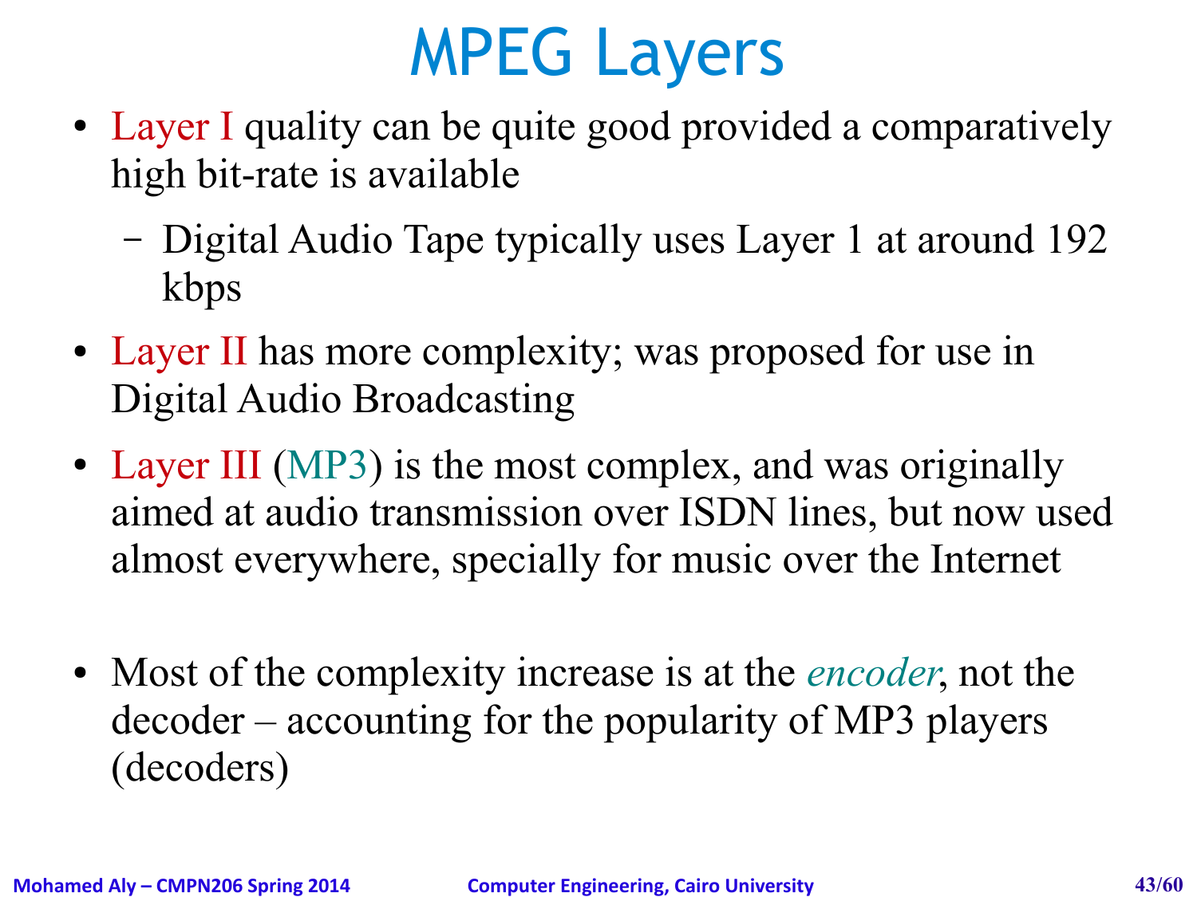# MPEG Layers

- Layer I quality can be quite good provided a comparatively high bit-rate is available
  - Digital Audio Tape typically uses Layer 1 at around 192 kbps
- Layer II has more complexity; was proposed for use in Digital Audio Broadcasting
- Layer III (MP3) is the most complex, and was originally aimed at audio transmission over ISDN lines, but now used almost everywhere, specially for music over the Internet

- Most of the complexity increase is at the *encoder*, not the decoder – accounting for the popularity of MP3 players (decoders)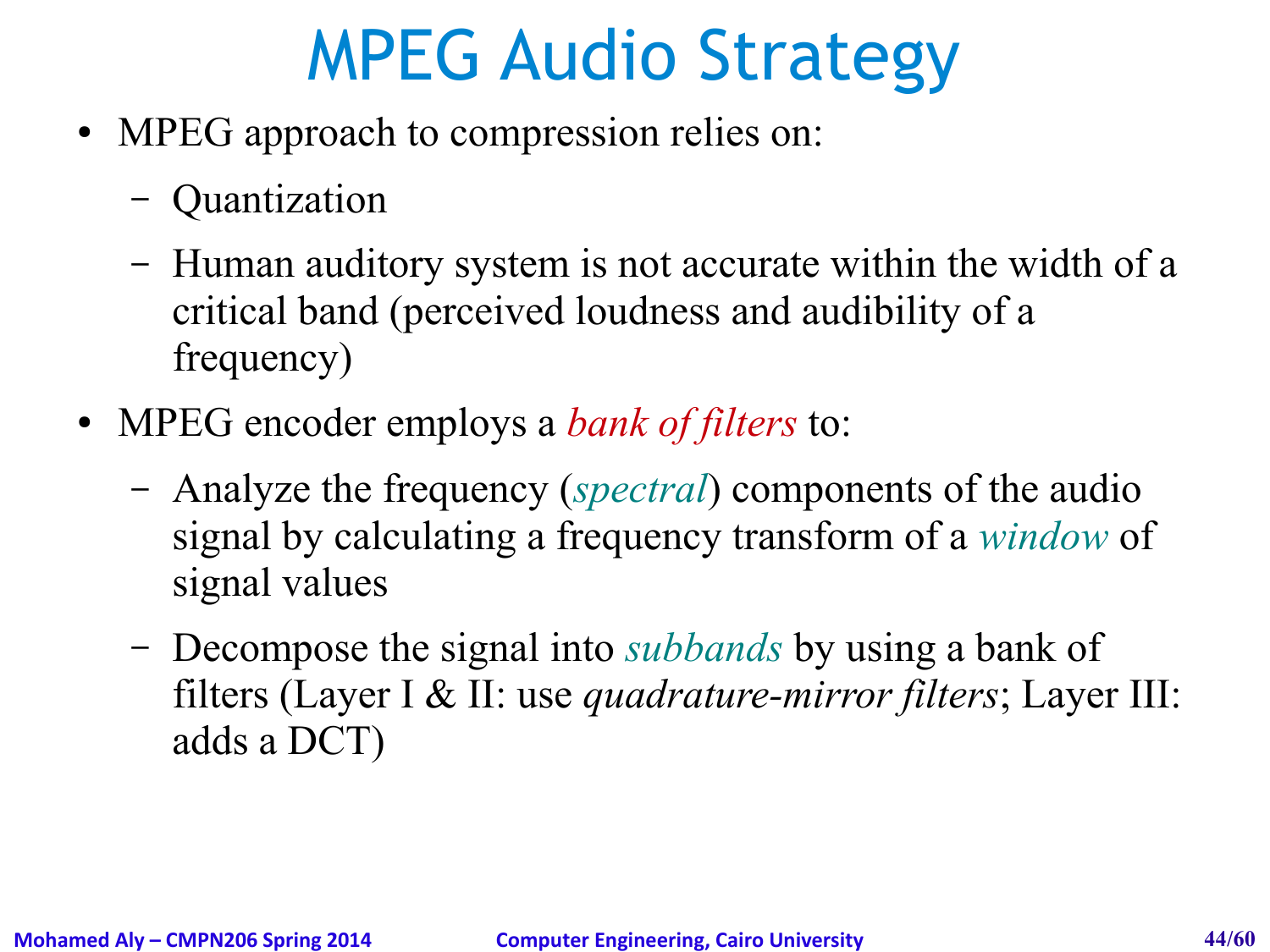# MPEG Audio Strategy

- MPEG approach to compression relies on:
  - Quantization
  - Human auditory system is not accurate within the width of a critical band (perceived loudness and audibility of a frequency)
- MPEG encoder employs a *bank of filters* to:
  - Analyze the frequency (*spectral*) components of the audio signal by calculating a frequency transform of a *window* of signal values
  - Decompose the signal into *subbands* by using a bank of filters (Layer I & II: use *quadrature-mirror filters*; Layer III: adds a DCT)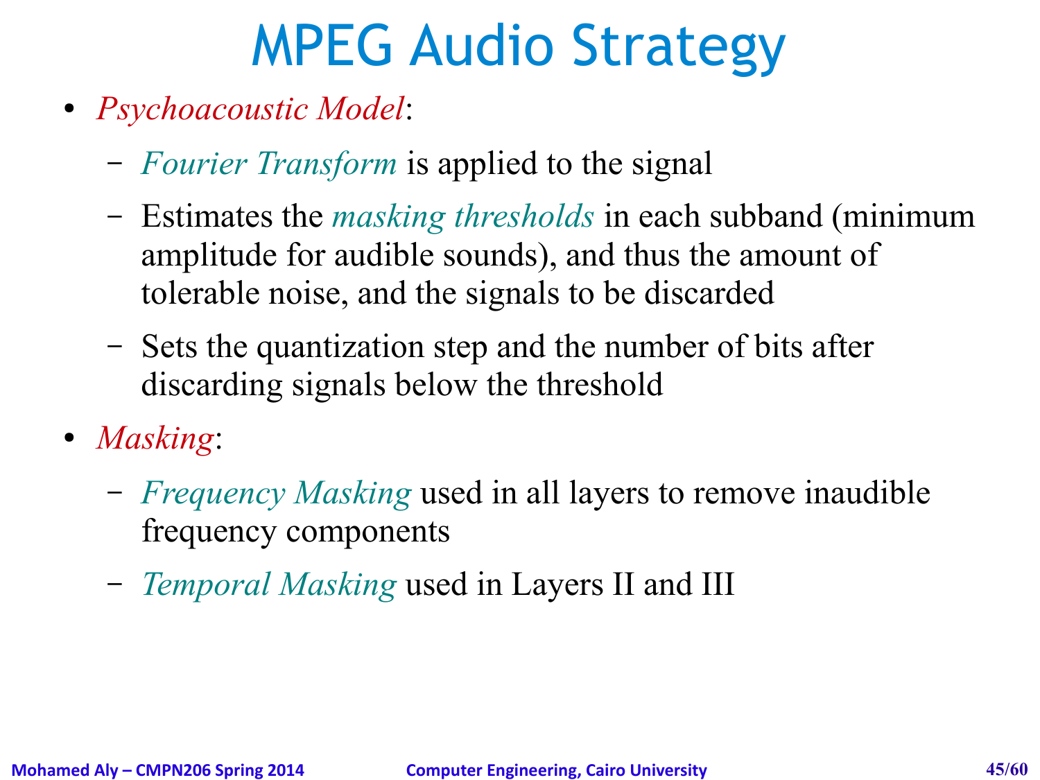# MPEG Audio Strategy

- *Psychoacoustic Model*:
  - *Fourier Transform* is applied to the signal
  - Estimates the *masking thresholds* in each subband (minimum amplitude for audible sounds), and thus the amount of tolerable noise, and the signals to be discarded
  - Sets the quantization step and the number of bits after discarding signals below the threshold
- *Masking*:
  - *Frequency Masking* used in all layers to remove inaudible frequency components
  - *Temporal Masking* used in Layers II and III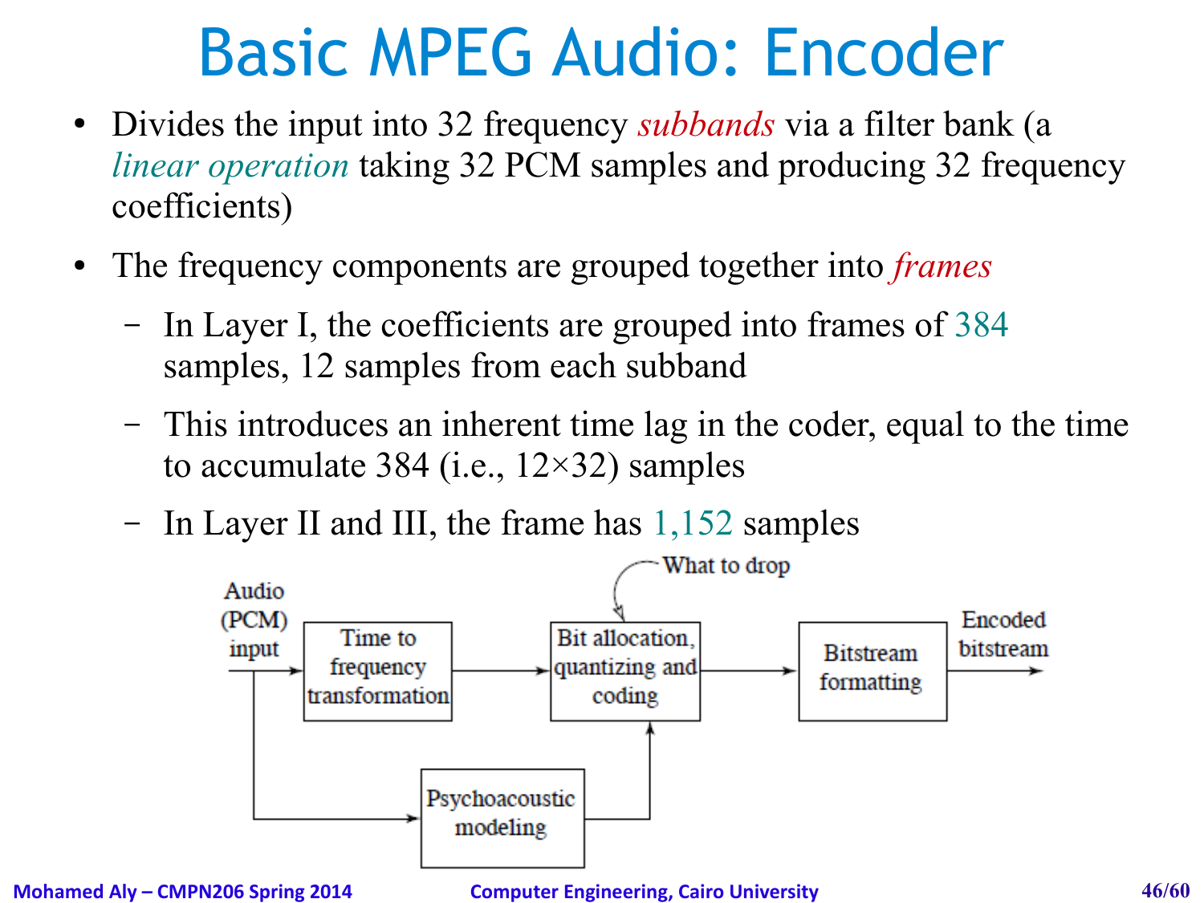# Basic MPEG Audio: Encoder

- Divides the input into 32 frequency *subbands* via a filter bank (a *linear operation* taking 32 PCM samples and producing 32 frequency coefficients)
- The frequency components are grouped together into *frames*
  - In Layer I, the coefficients are grouped into frames of 384 samples, 12 samples from each subband
  - This introduces an inherent time lag in the coder, equal to the time to accumulate 384 (i.e., 12×32) samples
  - In Layer II and III, the frame has 1,152 samples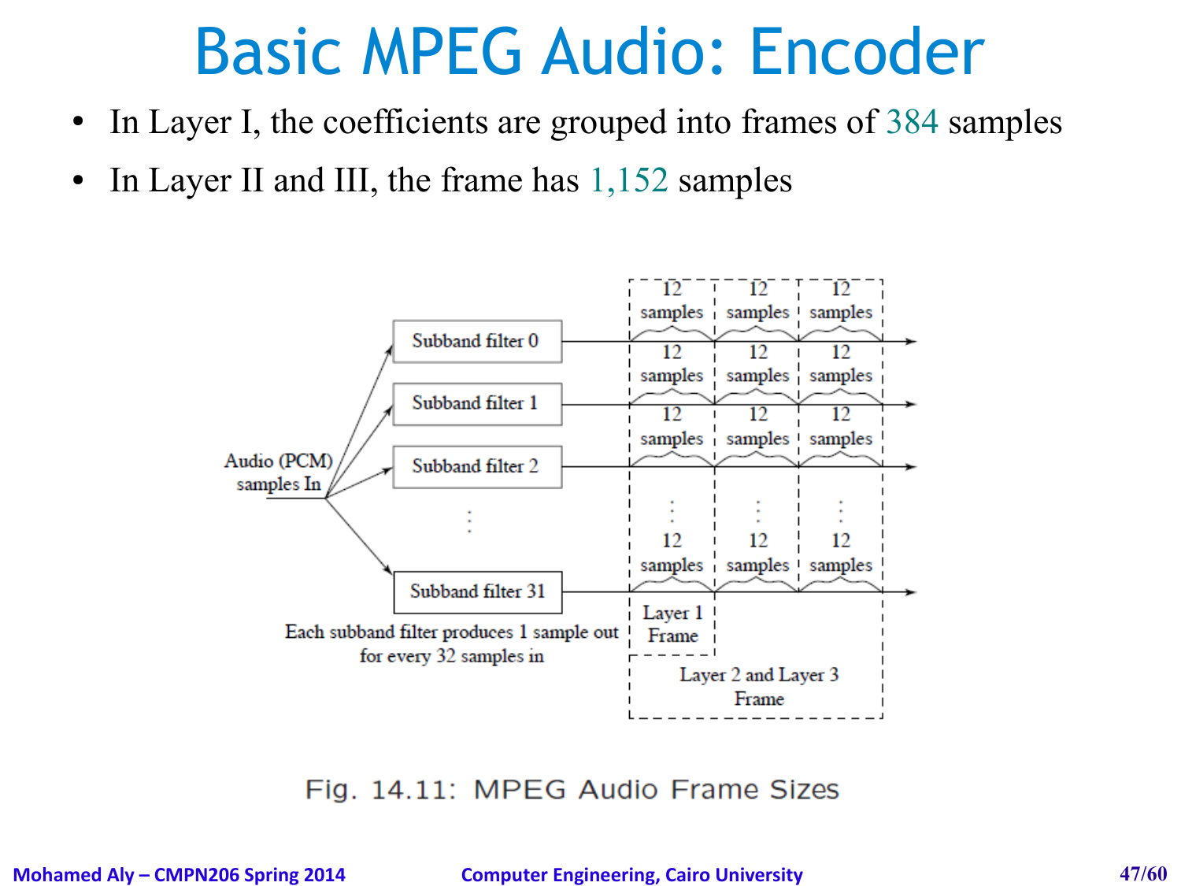# Basic MPEG Audio: Encoder

- In Layer I, the coefficients are grouped into frames of 384 samples
- In Layer II and III, the frame has 1,152 samples

Fig. 14.11: MPEG Audio Frame Sizes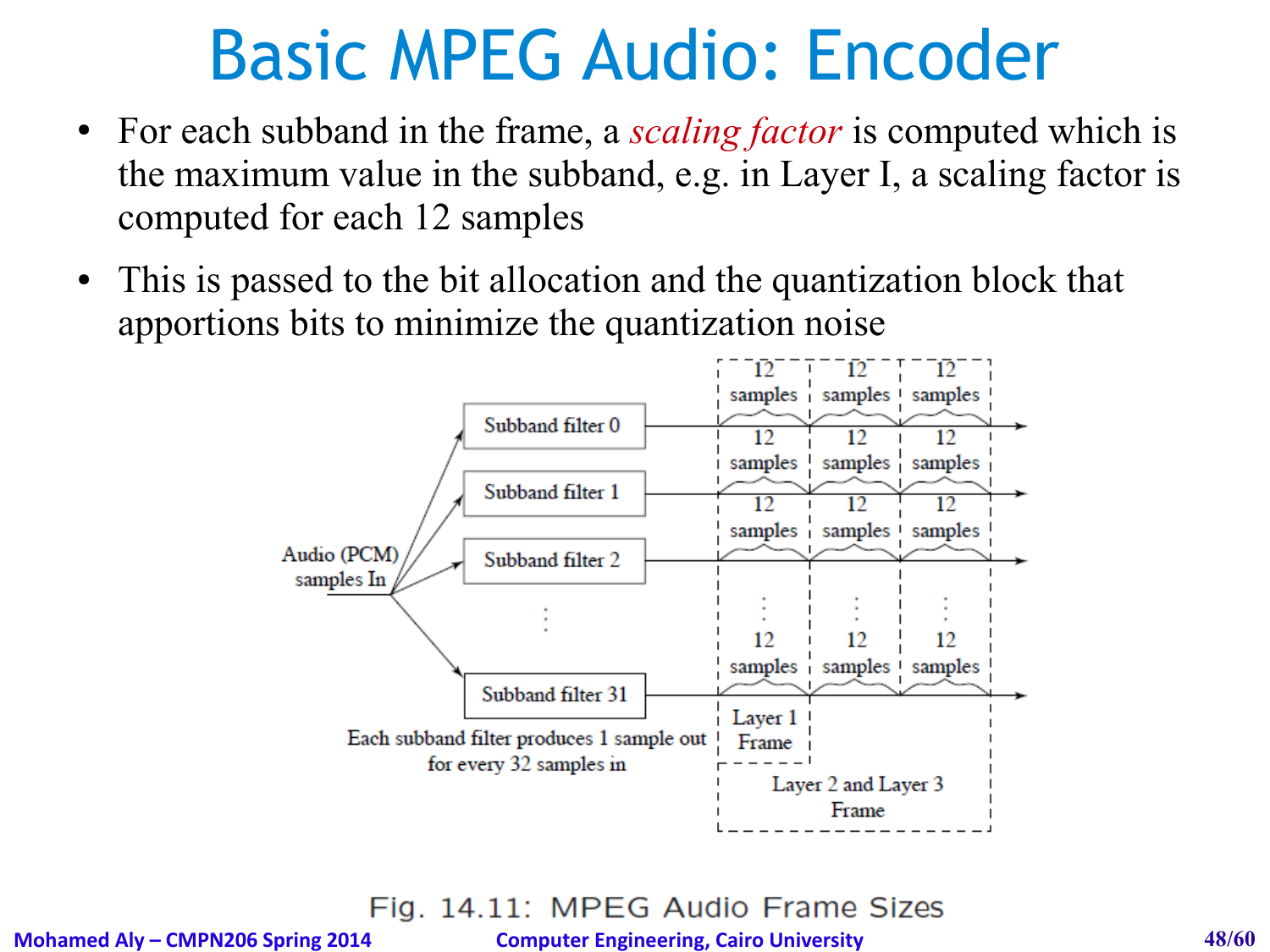# Basic MPEG Audio: Encoder

- For each subband in the frame, a *scaling factor* is computed which is the maximum value in the subband, e.g. in Layer I, a scaling factor is computed for each 12 samples
- This is passed to the bit allocation and the quantization block that apportions bits to minimize the quantization noise

Audio (PCM) samples In

Subband filter 0

Subband filter 1

Subband filter 2

Subband filter 31

Each subband filter produces 1 sample out for every 32 samples in

12 samples | 12 samples | 12 samples

Layer 1 Frame

Layer 2 and Layer 3 Frame

Fig. 14.11: MPEG Audio Frame Sizes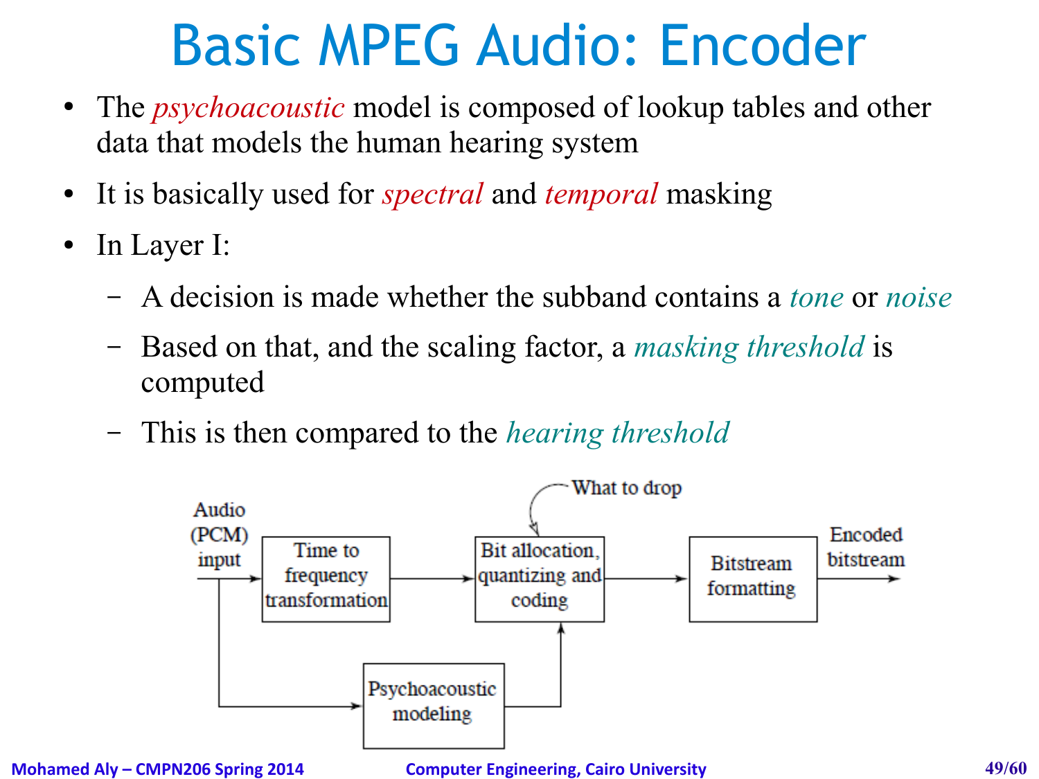# Basic MPEG Audio: Encoder

- The *psychoacoustic* model is composed of lookup tables and other data that models the human hearing system
- It is basically used for *spectral* and *temporal* masking
- In Layer I:
  - A decision is made whether the subband contains a *tone* or *noise*
  - Based on that, and the scaling factor, a *masking threshold* is computed
  - This is then compared to the *hearing threshold*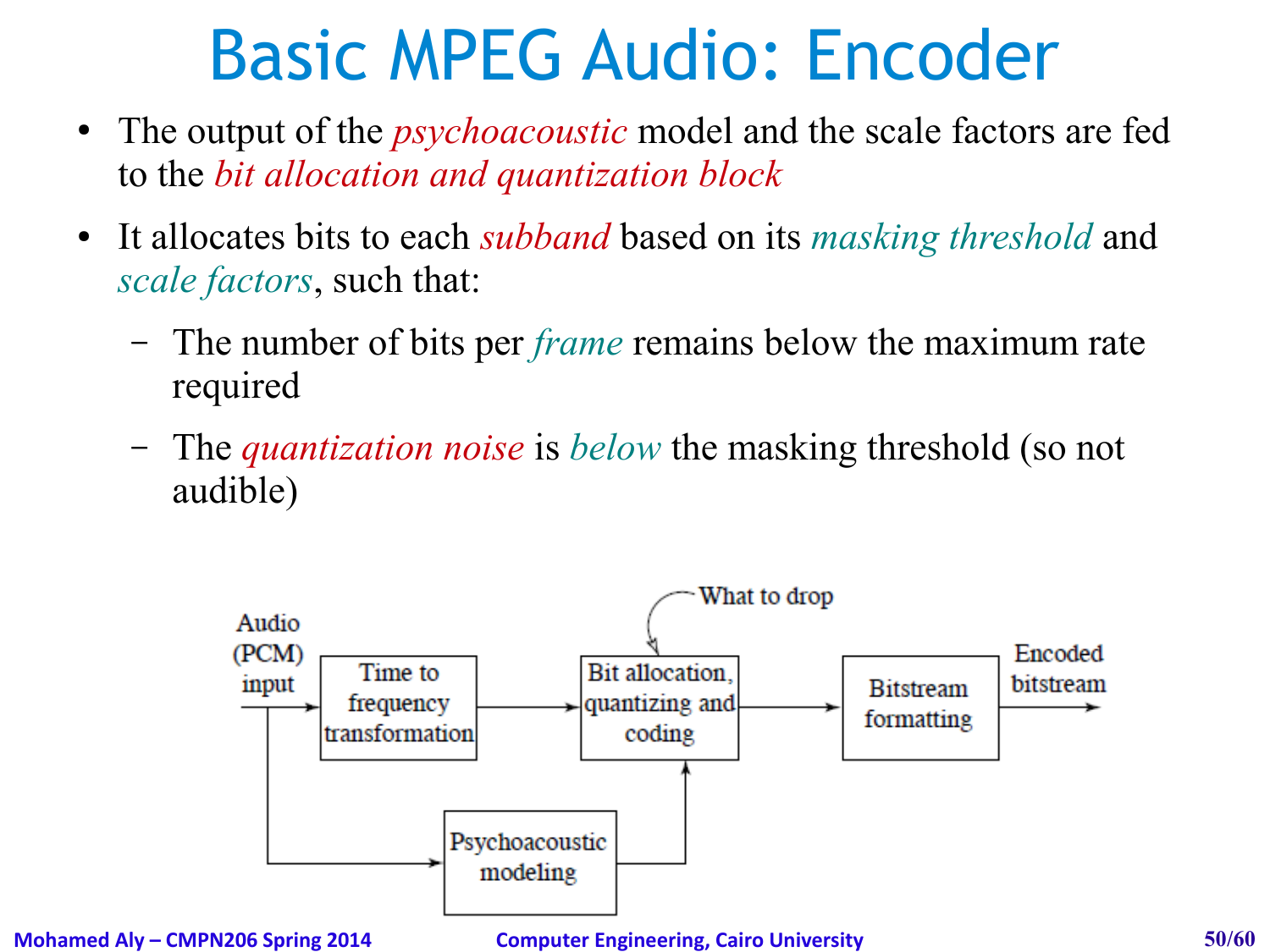# Basic MPEG Audio: Encoder

- The output of the *psychoacoustic* model and the scale factors are fed to the *bit allocation and quantization block*
- It allocates bits to each *subband* based on its *masking threshold* and *scale factors*, such that:
  - The number of bits per *frame* remains below the maximum rate required
  - The *quantization noise* is *below* the masking threshold (so not audible)

Audio (PCM) input → Time to frequency transformation → Bit allocation, quantizing and coding → Bitstream formatting → Encoded bitstream

Audio (PCM) input → Psychoacoustic modeling → Bit allocation, quantizing and coding

What to drop → Bit allocation, quantizing and coding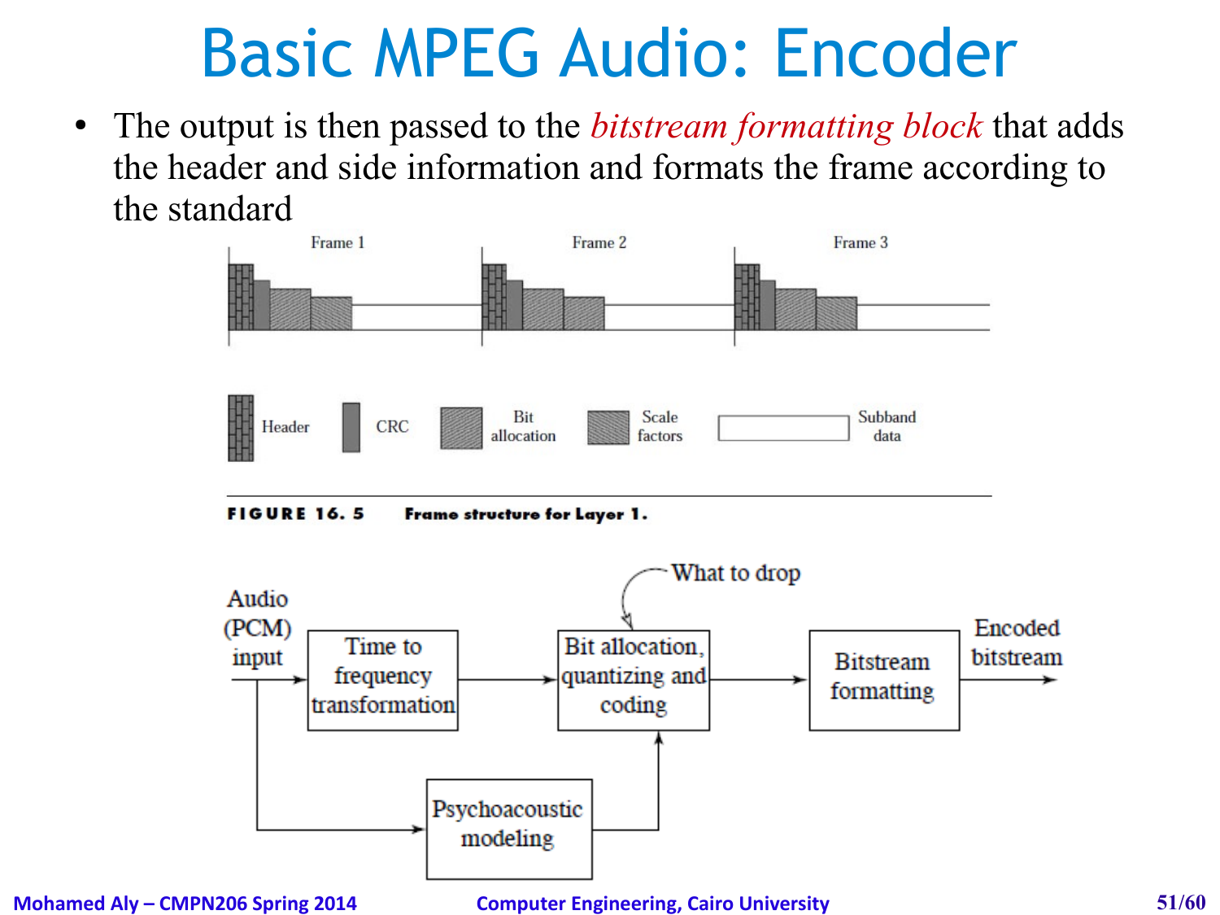# Basic MPEG Audio: Encoder

- The output is then passed to the *bitstream formatting block* that adds the header and side information and formats the frame according to the standard

Frame 1 Frame 2 Frame 3

Header CRC Bit allocation Scale factors Subband data

**FIGURE 16.5 Frame structure for Layer 1.**

Audio (PCM) input → Time to frequency transformation → Bit allocation, quantizing and coding → Bitstream formatting → Encoded bitstream

Psychoacoustic modeling

What to drop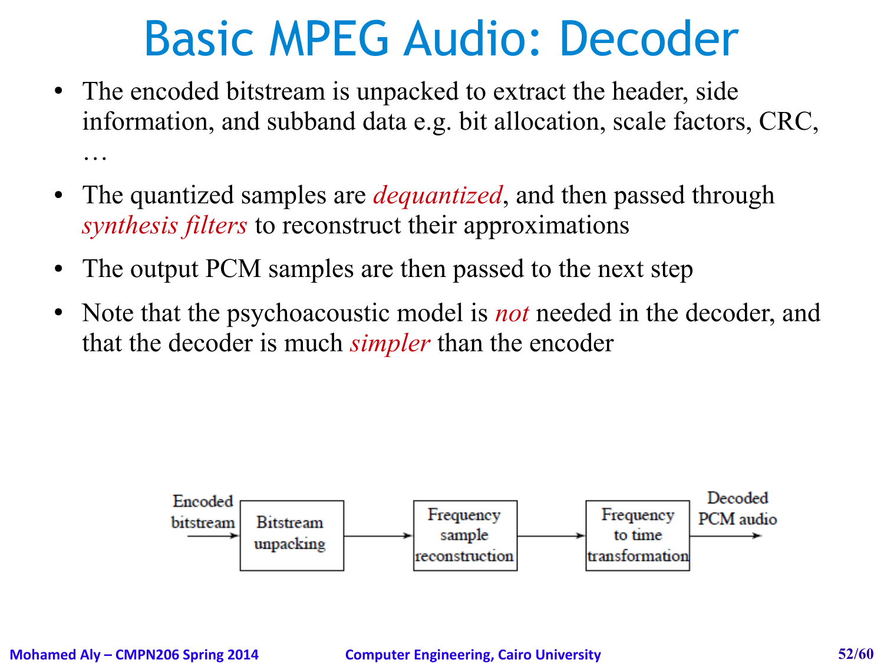# Basic MPEG Audio: Decoder

- The encoded bitstream is unpacked to extract the header, side information, and subband data e.g. bit allocation, scale factors, CRC, …
- The quantized samples are *dequantized*, and then passed through *synthesis filters* to reconstruct their approximations
- The output PCM samples are then passed to the next step
- Note that the psychoacoustic model is *not* needed in the decoder, and that the decoder is much *simpler* than the encoder

Encoded bitstream → Bitstream unpacking → Frequency sample reconstruction → Frequency to time transformation → Decoded PCM audio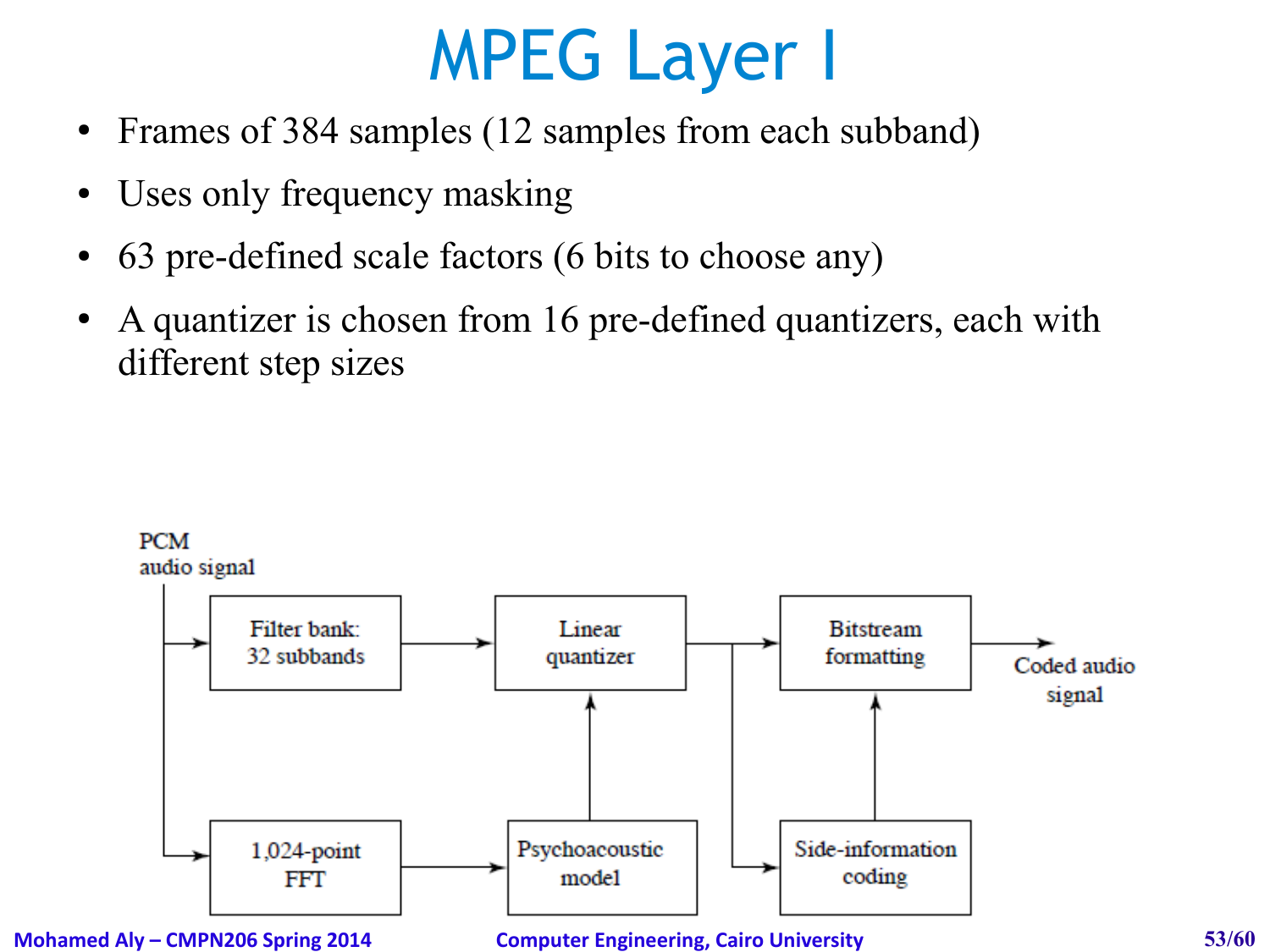# MPEG Layer I

- Frames of 384 samples (12 samples from each subband)
- Uses only frequency masking
- 63 pre-defined scale factors (6 bits to choose any)
- A quantizer is chosen from 16 pre-defined quantizers, each with different step sizes

PCM audio signal

Filter bank: 32 subbands

Linear quantizer

Bitstream formatting

Coded audio signal

1,024-point FFT

Psychoacoustic model

Side-information coding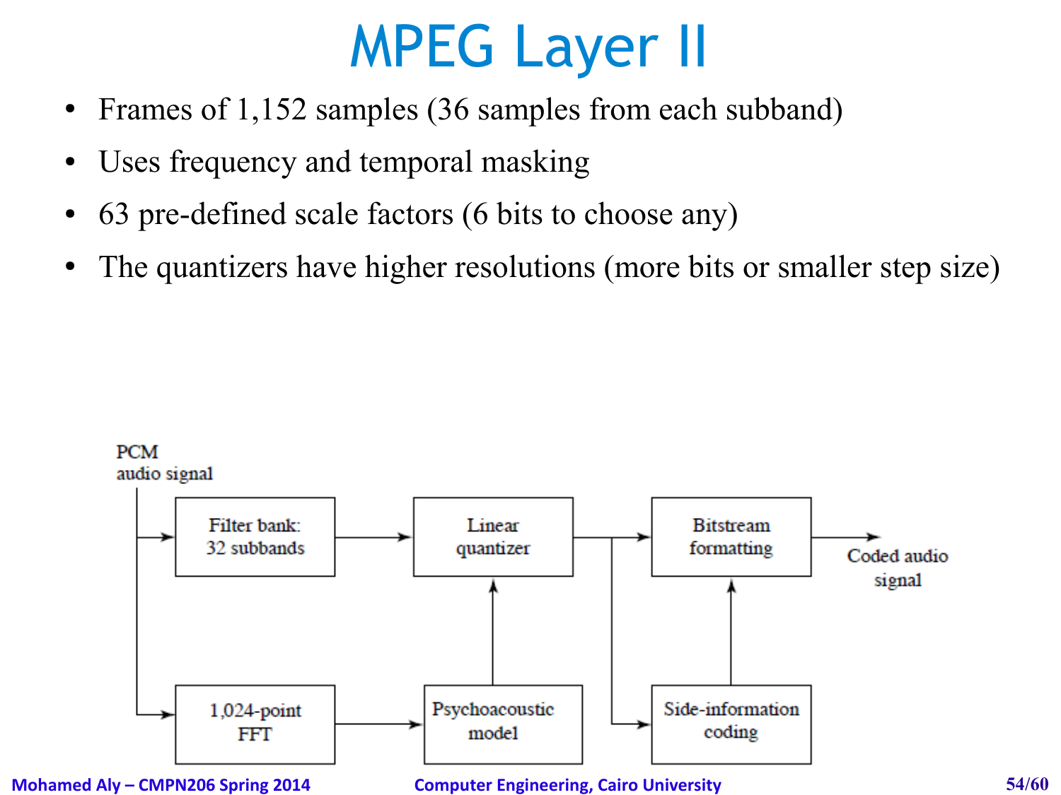# MPEG Layer II

- Frames of 1,152 samples (36 samples from each subband)
- Uses frequency and temporal masking
- 63 pre-defined scale factors (6 bits to choose any)
- The quantizers have higher resolutions (more bits or smaller step size)

PCM audio signal

Filter bank: 32 subbands

Linear quantizer

Bitstream formatting

Coded audio signal

1,024-point FFT

Psychoacoustic model

Side-information coding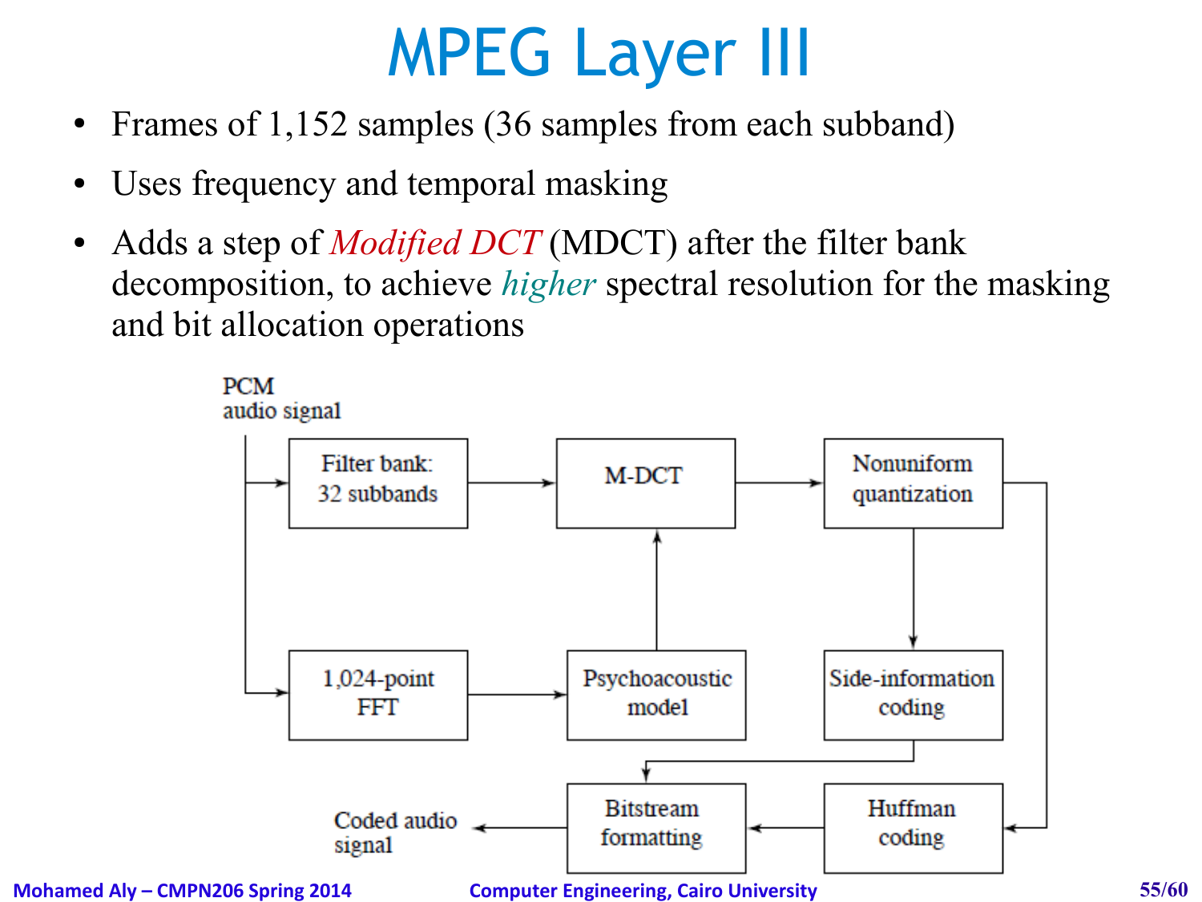# MPEG Layer III

- Frames of 1,152 samples (36 samples from each subband)
- Uses frequency and temporal masking
- Adds a step of *Modified DCT* (MDCT) after the filter bank decomposition, to achieve *higher* spectral resolution for the masking and bit allocation operations

PCM audio signal

Filter bank: 32 subbands

M-DCT

Nonuniform quantization

1,024-point FFT

Psychoacoustic model

Side-information coding

Bitstream formatting

Huffman coding

Coded audio signal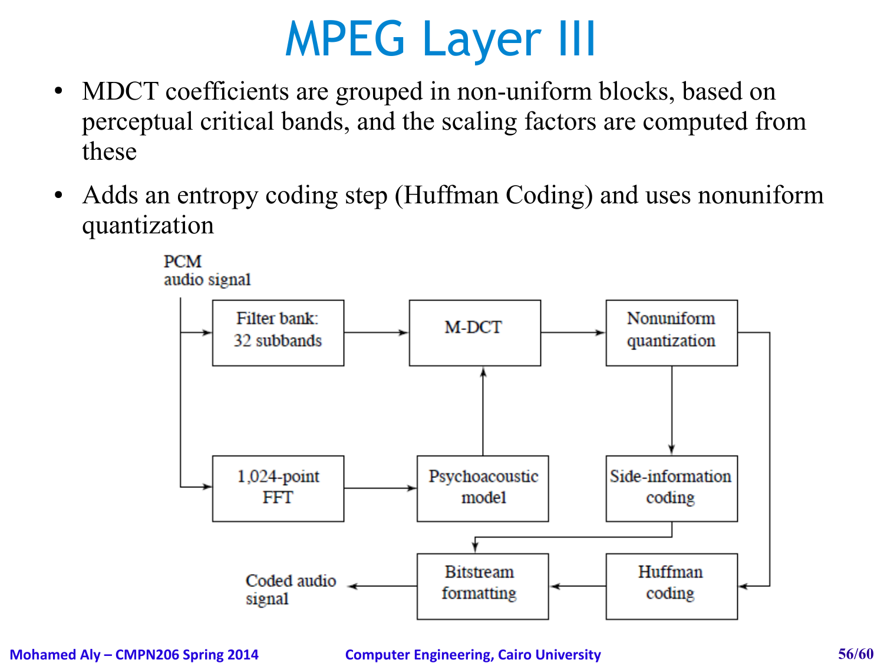# MPEG Layer III

- MDCT coefficients are grouped in non-uniform blocks, based on perceptual critical bands, and the scaling factors are computed from these
- Adds an entropy coding step (Huffman Coding) and uses nonuniform quantization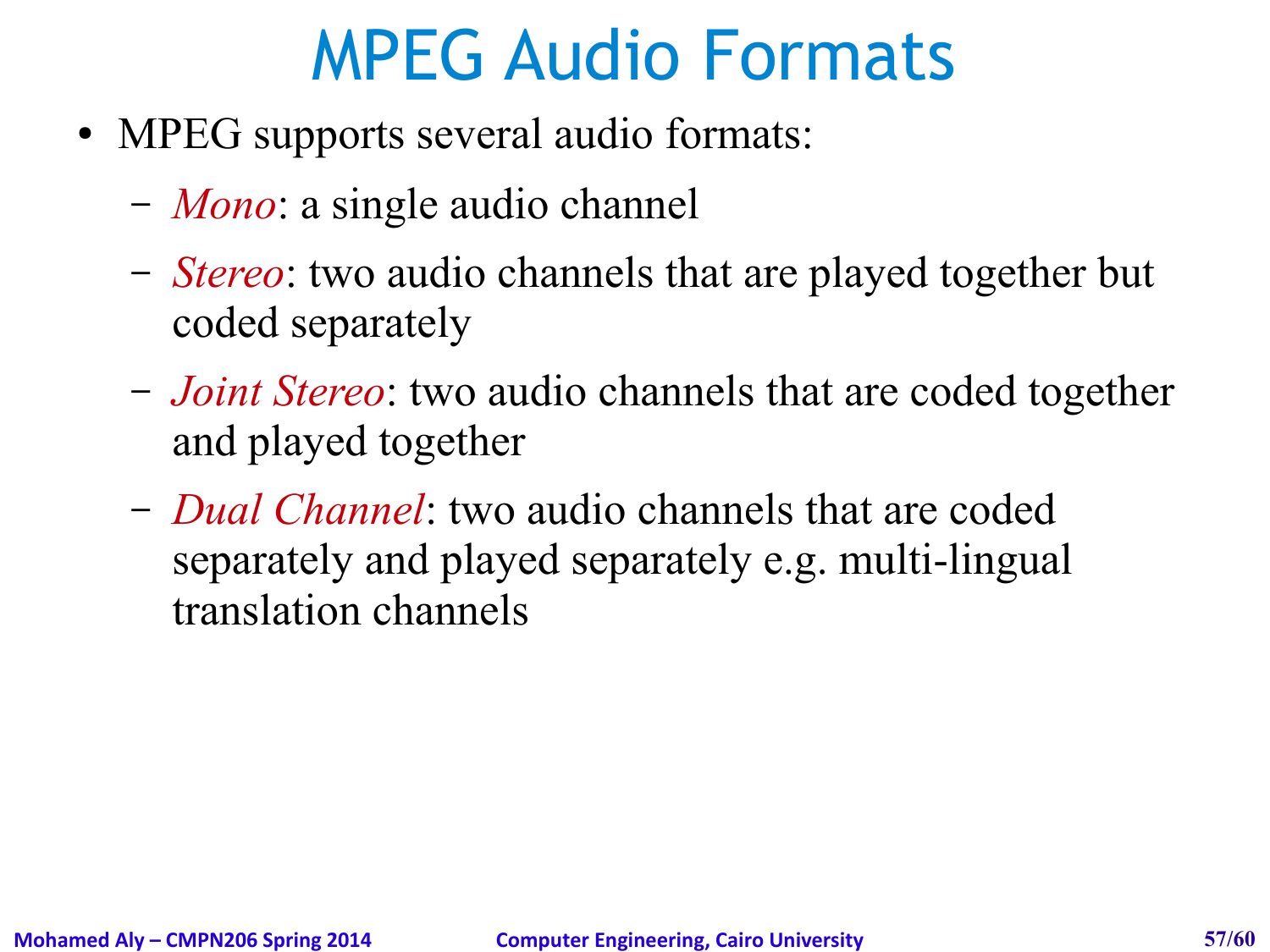# MPEG Audio Formats

- MPEG supports several audio formats:
  - *Mono*: a single audio channel
  - *Stereo*: two audio channels that are played together but coded separately
  - *Joint Stereo*: two audio channels that are coded together and played together
  - *Dual Channel*: two audio channels that are coded separately and played separately e.g. multi-lingual translation channels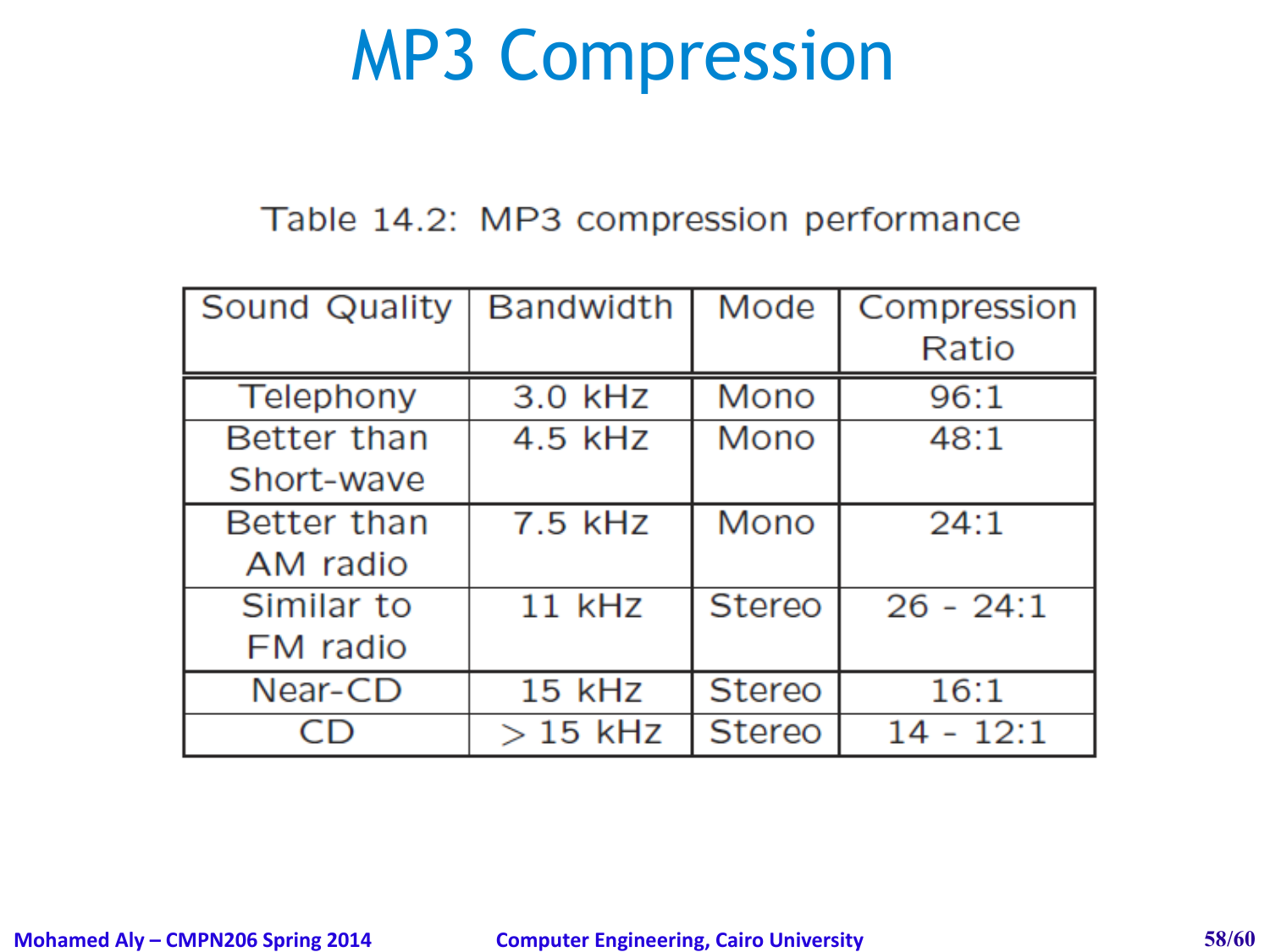# MP3 Compression

Table 14.2: MP3 compression performance

| Sound Quality | Bandwidth | Mode | Compression Ratio |
|---|---|---|---|
| Telephony | 3.0 kHz | Mono | 96:1 |
| Better than Short-wave | 4.5 kHz | Mono | 48:1 |
| Better than AM radio | 7.5 kHz | Mono | 24:1 |
| Similar to FM radio | 11 kHz | Stereo | 26 - 24:1 |
| Near-CD | 15 kHz | Stereo | 16:1 |
| CD | $>$ 15 kHz | Stereo | 14 - 12:1 |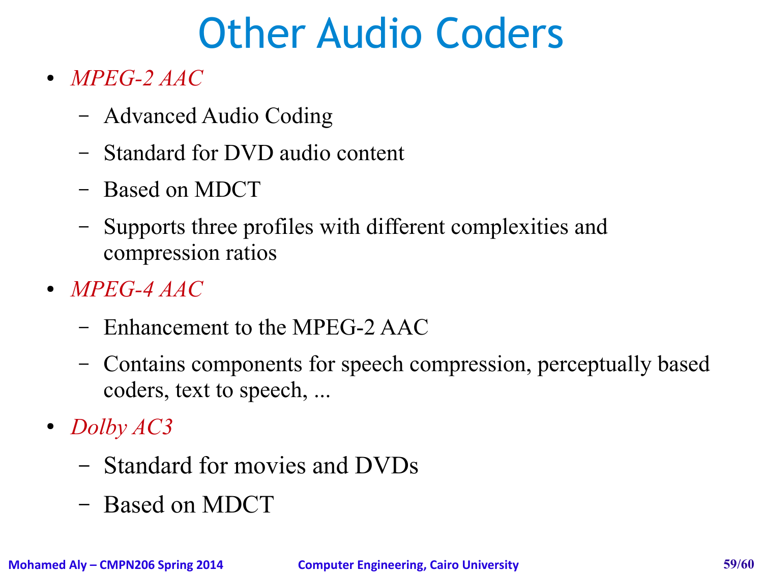# Other Audio Coders

- *MPEG-2 AAC*
  - Advanced Audio Coding
  - Standard for DVD audio content
  - Based on MDCT
  - Supports three profiles with different complexities and compression ratios
- *MPEG-4 AAC*
  - Enhancement to the MPEG-2 AAC
  - Contains components for speech compression, perceptually based coders, text to speech, ...
- *Dolby AC3*
  - Standard for movies and DVDs
  - Based on MDCT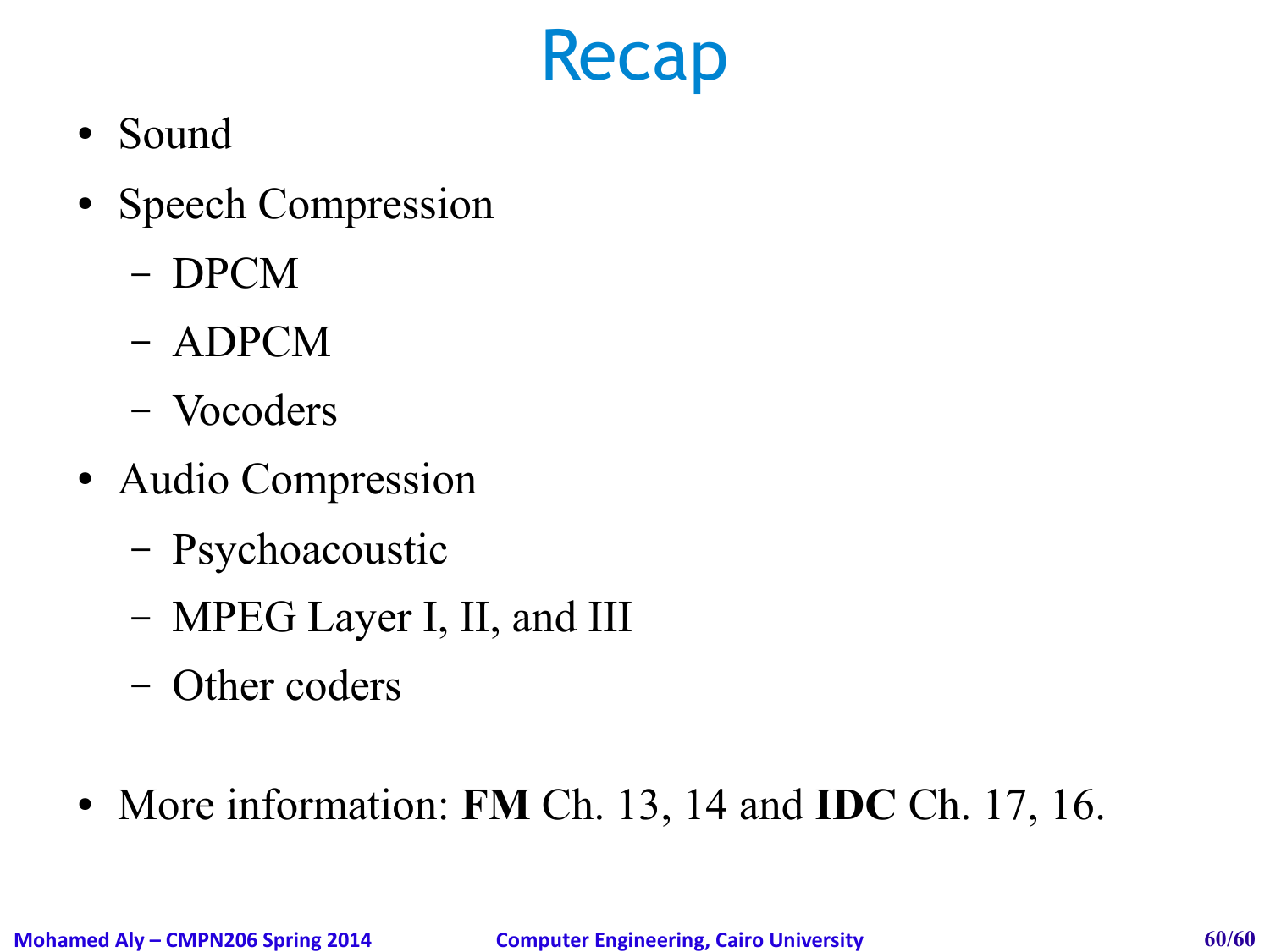# Recap

- Sound
- Speech Compression
  - DPCM
  - ADPCM
  - Vocoders
- Audio Compression
  - Psychoacoustic
  - MPEG Layer I, II, and III
  - Other coders

- More information: **FM** Ch. 13, 14 and **IDC** Ch. 17, 16.